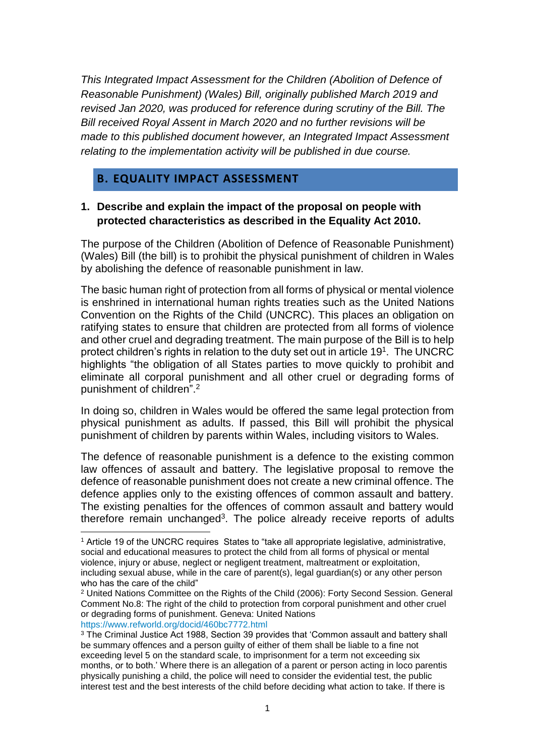*This Integrated Impact Assessment for the Children (Abolition of Defence of Reasonable Punishment) (Wales) Bill, originally published March 2019 and revised Jan 2020, was produced for reference during scrutiny of the Bill. The Bill received Royal Assent in March 2020 and no further revisions will be made to this published document however, an Integrated Impact Assessment relating to the implementation activity will be published in due course.*

## B. EQUALITY IMPACT ASSESSMENT

### 1. Describe and explain the impact of the proposal on people with protected characteristics as described in the Equality Act 2010.

The purpose of the Children (Abolition of Defence of Reasonable Punishment) (Wales) Bill (the bill) is to prohibit the physical punishment of children in Wales by abolishing the defence of reasonable punishment in law.

The basic human right of protection from all forms of physical or mental violence is enshrined in international human rights treaties such as the United Nations Convention on the Rights of the Child (UNCRC). This places an obligation on ratifying states to ensure that children are protected from all forms of violence and other cruel and degrading treatment. The main purpose of the Bill is to help protect children's rights in relation to the duty set out in article 19[1]. The UNCRC highlights "the obligation of all States parties to move quickly to prohibit and eliminate all corporal punishment and all other cruel or degrading forms of punishment of children".[2]

In doing so, children in Wales would be offered the same legal protection from physical punishment as adults. If passed, this Bill will prohibit the physical punishment of children by parents within Wales, including visitors to Wales.

The defence of reasonable punishment is a defence to the existing common law offences of assault and battery. The legislative proposal to remove the defence of reasonable punishment does not create a new criminal offence. The defence applies only to the existing offences of common assault and battery. The existing penalties for the offences of common assault and battery would therefore remain unchanged[3]. The police already receive reports of adults

---

[1] Article 19 of the UNCRC requires States to "take all appropriate legislative, administrative, social and educational measures to protect the child from all forms of physical or mental violence, injury or abuse, neglect or negligent treatment, maltreatment or exploitation, including sexual abuse, while in the care of parent(s), legal guardian(s) or any other person who has the care of the child"

[2] United Nations Committee on the Rights of the Child (2006): Forty Second Session. General Comment No.8: The right of the child to protection from corporal punishment and other cruel or degrading forms of punishment. Geneva: United Nations https://www.refworld.org/docid/460bc7772.html

[3] The Criminal Justice Act 1988, Section 39 provides that 'Common assault and battery shall be summary offences and a person guilty of either of them shall be liable to a fine not exceeding level 5 on the standard scale, to imprisonment for a term not exceeding six months, or to both.' Where there is an allegation of a parent or person acting in loco parentis physically punishing a child, the police will need to consider the evidential test, the public interest test and the best interests of the child before deciding what action to take. If there is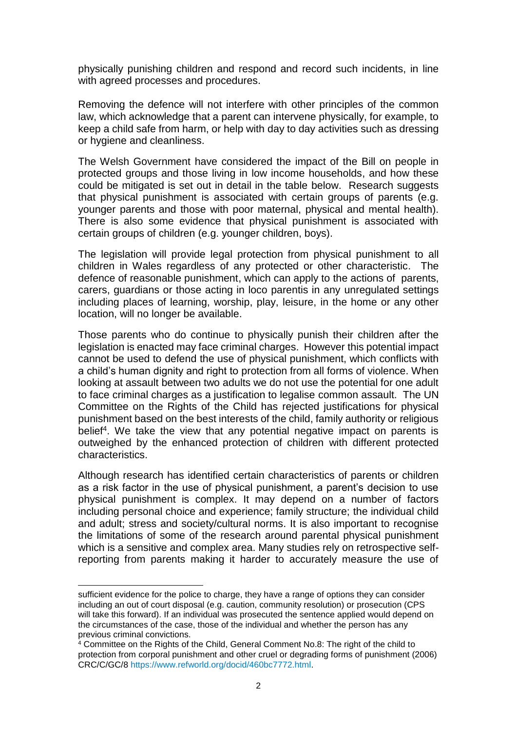physically punishing children and respond and record such incidents, in line with agreed processes and procedures.

Removing the defence will not interfere with other principles of the common law, which acknowledge that a parent can intervene physically, for example, to keep a child safe from harm, or help with day to day activities such as dressing or hygiene and cleanliness.

The Welsh Government have considered the impact of the Bill on people in protected groups and those living in low income households, and how these could be mitigated is set out in detail in the table below. Research suggests that physical punishment is associated with certain groups of parents (e.g. younger parents and those with poor maternal, physical and mental health). There is also some evidence that physical punishment is associated with certain groups of children (e.g. younger children, boys).

The legislation will provide legal protection from physical punishment to all children in Wales regardless of any protected or other characteristic. The defence of reasonable punishment, which can apply to the actions of parents, carers, guardians or those acting in loco parentis in any unregulated settings including places of learning, worship, play, leisure, in the home or any other location, will no longer be available.

Those parents who do continue to physically punish their children after the legislation is enacted may face criminal charges. However this potential impact cannot be used to defend the use of physical punishment, which conflicts with a child's human dignity and right to protection from all forms of violence. When looking at assault between two adults we do not use the potential for one adult to face criminal charges as a justification to legalise common assault. The UN Committee on the Rights of the Child has rejected justifications for physical punishment based on the best interests of the child, family authority or religious belief[4]. We take the view that any potential negative impact on parents is outweighed by the enhanced protection of children with different protected characteristics.

Although research has identified certain characteristics of parents or children as a risk factor in the use of physical punishment, a parent's decision to use physical punishment is complex. It may depend on a number of factors including personal choice and experience; family structure; the individual child and adult; stress and society/cultural norms. It is also important to recognise the limitations of some of the research around parental physical punishment which is a sensitive and complex area. Many studies rely on retrospective self-reporting from parents making it harder to accurately measure the use of

---

sufficient evidence for the police to charge, they have a range of options they can consider including an out of court disposal (e.g. caution, community resolution) or prosecution (CPS will take this forward). If an individual was prosecuted the sentence applied would depend on the circumstances of the case, those of the individual and whether the person has any previous criminal convictions.

[4] Committee on the Rights of the Child, General Comment No.8: The right of the child to protection from corporal punishment and other cruel or degrading forms of punishment (2006) CRC/C/GC/8 https://www.refworld.org/docid/460bc7772.html.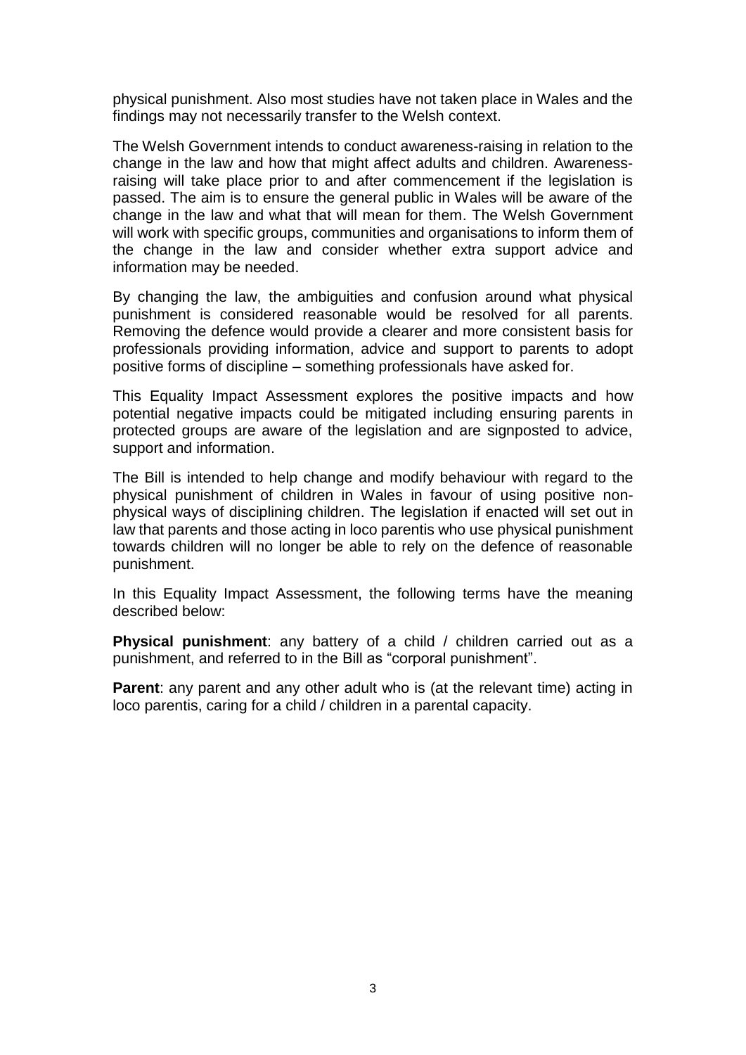physical punishment. Also most studies have not taken place in Wales and the findings may not necessarily transfer to the Welsh context.

The Welsh Government intends to conduct awareness-raising in relation to the change in the law and how that might affect adults and children. Awareness-raising will take place prior to and after commencement if the legislation is passed. The aim is to ensure the general public in Wales will be aware of the change in the law and what that will mean for them. The Welsh Government will work with specific groups, communities and organisations to inform them of the change in the law and consider whether extra support advice and information may be needed.

By changing the law, the ambiguities and confusion around what physical punishment is considered reasonable would be resolved for all parents. Removing the defence would provide a clearer and more consistent basis for professionals providing information, advice and support to parents to adopt positive forms of discipline – something professionals have asked for.

This Equality Impact Assessment explores the positive impacts and how potential negative impacts could be mitigated including ensuring parents in protected groups are aware of the legislation and are signposted to advice, support and information.

The Bill is intended to help change and modify behaviour with regard to the physical punishment of children in Wales in favour of using positive non-physical ways of disciplining children. The legislation if enacted will set out in law that parents and those acting in loco parentis who use physical punishment towards children will no longer be able to rely on the defence of reasonable punishment.

In this Equality Impact Assessment, the following terms have the meaning described below:

**Physical punishment**: any battery of a child / children carried out as a punishment, and referred to in the Bill as "corporal punishment".

**Parent**: any parent and any other adult who is (at the relevant time) acting in loco parentis, caring for a child / children in a parental capacity.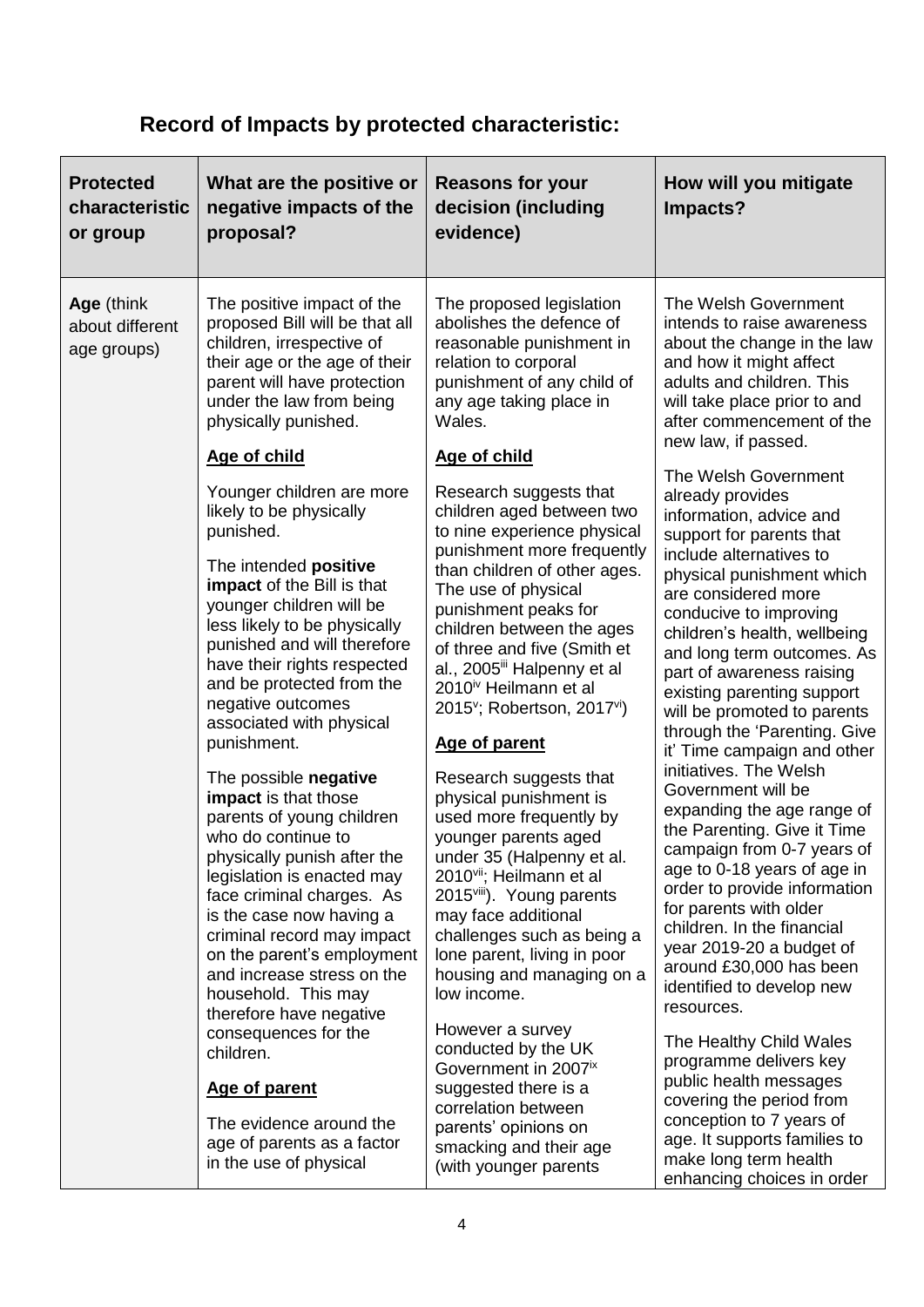## Record of Impacts by protected characteristic:

| Protected characteristic or group | What are the positive or negative impacts of the proposal? | Reasons for your decision (including evidence) | How will you mitigate Impacts? |
|---|---|---|---|
| **Age** (think about different age groups) | The positive impact of the proposed Bill will be that all children, irrespective of their age or the age of their parent will have protection under the law from being physically punished.<br><br>**Age of child**<br><br>Younger children are more likely to be physically punished.<br><br>The intended **positive impact** of the Bill is that younger children will be less likely to be physically punished and will therefore have their rights respected and be protected from the negative outcomes associated with physical punishment.<br><br>The possible **negative impact** is that those parents of young children who do continue to physically punish after the legislation is enacted may face criminal charges. As is the case now having a criminal record may impact on the parent's employment and increase stress on the household. This may therefore have negative consequences for the children.<br><br>**Age of parent**<br><br>The evidence around the age of parents as a factor in the use of physical | The proposed legislation abolishes the defence of reasonable punishment in relation to corporal punishment of any child of any age taking place in Wales.<br><br>**Age of child**<br><br>Research suggests that children aged between two to nine experience physical punishment more frequently than children of other ages. The use of physical punishment peaks for children between the ages of three and five (Smith et al., 2005[iii] Halpenny et al 2010[iv] Heilmann et al 2015[v]; Robertson, 2017[vi])<br><br>**Age of parent**<br><br>Research suggests that physical punishment is used more frequently by younger parents aged under 35 (Halpenny et al. 2010[vii]; Heilmann et al 2015[viii]). Young parents may face additional challenges such as being a lone parent, living in poor housing and managing on a low income.<br><br>However a survey conducted by the UK Government in 2007[ix] suggested there is a correlation between parents' opinions on smacking and their age (with younger parents | The Welsh Government intends to raise awareness about the change in the law and how it might affect adults and children. This will take place prior to and after commencement of the new law, if passed.<br><br>The Welsh Government already provides information, advice and support for parents that include alternatives to physical punishment which are considered more conducive to improving children's health, wellbeing and long term outcomes. As part of awareness raising existing parenting support will be promoted to parents through the 'Parenting. Give it' Time campaign and other initiatives. The Welsh Government will be expanding the age range of the Parenting. Give it Time campaign from 0-7 years of age to 0-18 years of age in order to provide information for parents with older children. In the financial year 2019-20 a budget of around £30,000 has been identified to develop new resources.<br><br>The Healthy Child Wales programme delivers key public health messages covering the period from conception to 7 years of age. It supports families to make long term health enhancing choices in order |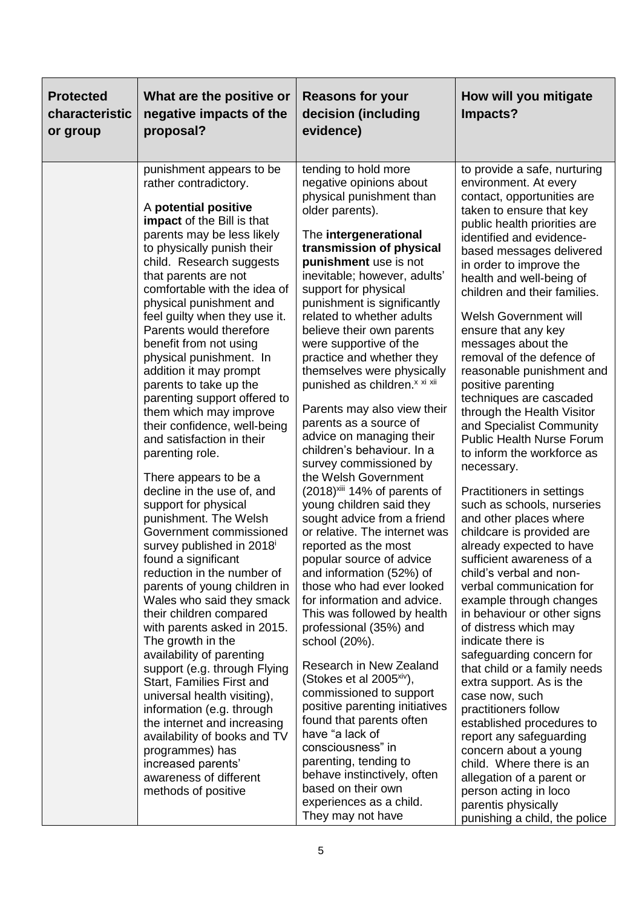| Protected characteristic or group | What are the positive or negative impacts of the proposal? | Reasons for your decision (including evidence) | How will you mitigate Impacts? |
|---|---|---|---|
| | punishment appears to be rather contradictory.<br><br>A **potential positive impact** of the Bill is that parents may be less likely to physically punish their child. Research suggests that parents are not comfortable with the idea of physical punishment and feel guilty when they use it. Parents would therefore benefit from not using physical punishment. In addition it may prompt parents to take up the parenting support offered to them which may improve their confidence, well-being and satisfaction in their parenting role.<br><br>There appears to be a decline in the use of, and support for physical punishment. The Welsh Government commissioned survey published in 2018[i] found a significant reduction in the number of parents of young children in Wales who said they smack their children compared with parents asked in 2015. The growth in the availability of parenting support (e.g. through Flying Start, Families First and universal health visiting), information (e.g. through the internet and increasing availability of books and TV programmes) has increased parents' awareness of different methods of positive | tending to hold more negative opinions about physical punishment than older parents).<br><br>The **intergenerational transmission of physical punishment** use is not inevitable; however, adults' support for physical punishment is significantly related to whether adults believe their own parents were supportive of the practice and whether they themselves were physically punished as children.[x xi xii]<br><br>Parents may also view their parents as a source of advice on managing their children's behaviour. In a survey commissioned by the Welsh Government (2018)[xiii] 14% of parents of young children said they sought advice from a friend or relative. The internet was reported as the most popular source of advice and information (52%) of those who had ever looked for information and advice. This was followed by health professional (35%) and school (20%).<br><br>Research in New Zealand (Stokes et al 2005[xiv]), commissioned to support positive parenting initiatives found that parents often have "a lack of consciousness" in parenting, tending to behave instinctively, often based on their own experiences as a child. They may not have | to provide a safe, nurturing environment. At every contact, opportunities are taken to ensure that key public health priorities are identified and evidence-based messages delivered in order to improve the health and well-being of children and their families.<br><br>Welsh Government will ensure that any key messages about the removal of the defence of reasonable punishment and positive parenting techniques are cascaded through the Health Visitor and Specialist Community Public Health Nurse Forum to inform the workforce as necessary.<br><br>Practitioners in settings such as schools, nurseries and other places where childcare is provided are already expected to have sufficient awareness of a child's verbal and non-verbal communication for example through changes in behaviour or other signs of distress which may indicate there is safeguarding concern for that child or a family needs extra support. As is the case now, such practitioners follow established procedures to report any safeguarding concern about a young child. Where there is an allegation of a parent or person acting in loco parentis physically punishing a child, the police |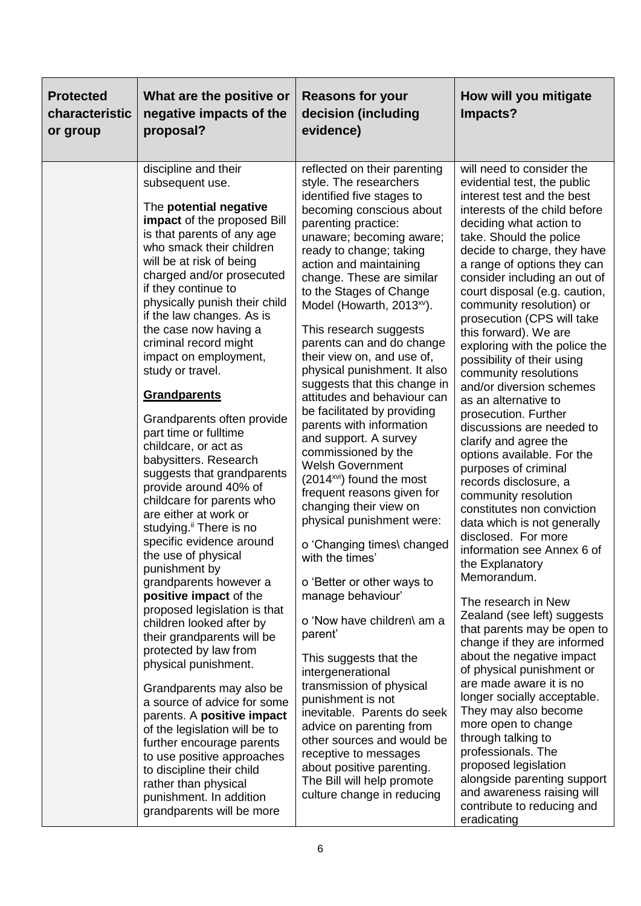| Protected characteristic or group | What are the positive or negative impacts of the proposal? | Reasons for your decision (including evidence) | How will you mitigate Impacts? |
|---|---|---|---|
| | discipline and their subsequent use.<br><br>The **potential negative impact** of the proposed Bill is that parents of any age who smack their children will be at risk of being charged and/or prosecuted if they continue to physically punish their child if the law changes. As is the case now having a criminal record might impact on employment, study or travel.<br><br>**<u>Grandparents</u>**<br><br>Grandparents often provide part time or fulltime childcare, or act as babysitters. Research suggests that grandparents provide around 40% of childcare for parents who are either at work or studying.[ii] There is no specific evidence around the use of physical punishment by grandparents however a **positive impact** of the proposed legislation is that children looked after by their grandparents will be protected by law from physical punishment.<br><br>Grandparents may also be a source of advice for some parents. A **positive impact** of the legislation will be to further encourage parents to use positive approaches to discipline their child rather than physical punishment. In addition grandparents will be more | reflected on their parenting style. The researchers identified five stages to becoming conscious about parenting practice: unaware; becoming aware; ready to change; taking action and maintaining change. These are similar to the Stages of Change Model (Howarth, 2013[xv]).<br><br>This research suggests parents can and do change their view on, and use of, physical punishment. It also suggests that this change in attitudes and behaviour can be facilitated by providing parents with information and support. A survey commissioned by the Welsh Government (2014[xvi]) found the most frequent reasons given for changing their view on physical punishment were:<br><br>o 'Changing times\ changed with the times'<br><br>o 'Better or other ways to manage behaviour'<br><br>o 'Now have children\ am a parent'<br><br>This suggests that the intergenerational transmission of physical punishment is not inevitable. Parents do seek advice on parenting from other sources and would be receptive to messages about positive parenting. The Bill will help promote culture change in reducing | will need to consider the evidential test, the public interest test and the best interests of the child before deciding what action to take. Should the police decide to charge, they have a range of options they can consider including an out of court disposal (e.g. caution, community resolution) or prosecution (CPS will take this forward). We are exploring with the police the possibility of their using community resolutions and/or diversion schemes as an alternative to prosecution. Further discussions are needed to clarify and agree the options available. For the purposes of criminal records disclosure, a community resolution constitutes non conviction data which is not generally disclosed. For more information see Annex 6 of the Explanatory Memorandum.<br><br>The research in New Zealand (see left) suggests that parents may be open to change if they are informed about the negative impact of physical punishment or are made aware it is no longer socially acceptable. They may also become more open to change through talking to professionals. The proposed legislation alongside parenting support and awareness raising will contribute to reducing and eradicating |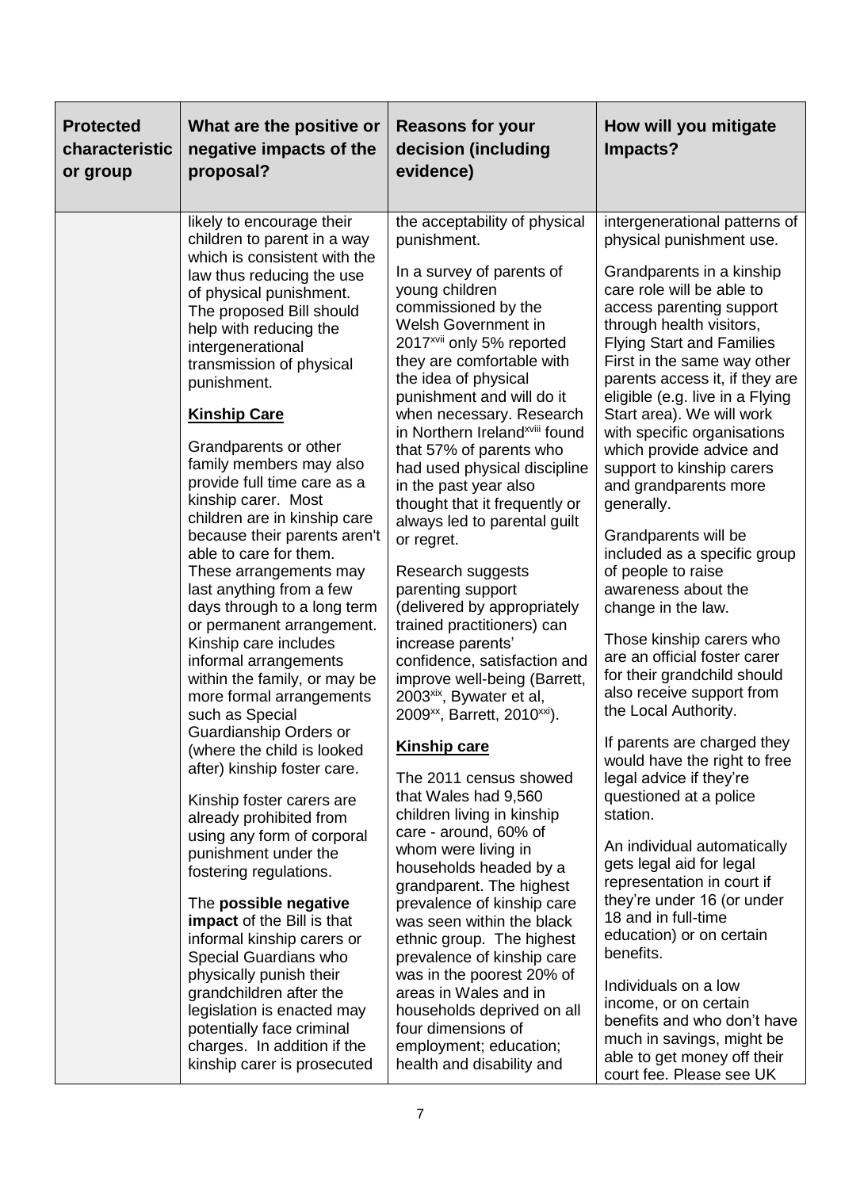| Protected characteristic or group | What are the positive or negative impacts of the proposal? | Reasons for your decision (including evidence) | How will you mitigate Impacts? |
|---|---|---|---|
| | likely to encourage their children to parent in a way which is consistent with the law thus reducing the use of physical punishment. The proposed Bill should help with reducing the intergenerational transmission of physical punishment.<br><br>**Kinship Care**<br><br>Grandparents or other family members may also provide full time care as a kinship carer. Most children are in kinship care because their parents aren't able to care for them. These arrangements may last anything from a few days through to a long term or permanent arrangement. Kinship care includes informal arrangements within the family, or may be more formal arrangements such as Special Guardianship Orders or (where the child is looked after) kinship foster care.<br><br>Kinship foster carers are already prohibited from using any form of corporal punishment under the fostering regulations.<br><br>The **possible negative impact** of the Bill is that informal kinship carers or Special Guardians who physically punish their grandchildren after the legislation is enacted may potentially face criminal charges. In addition if the kinship carer is prosecuted | the acceptability of physical punishment.<br><br>In a survey of parents of young children commissioned by the Welsh Government in 2017[xvii] only 5% reported they are comfortable with the idea of physical punishment and will do it when necessary. Research in Northern Ireland[xviii] found that 57% of parents who had used physical discipline in the past year also thought that it frequently or always led to parental guilt or regret.<br><br>Research suggests parenting support (delivered by appropriately trained practitioners) can increase parents' confidence, satisfaction and improve well-being (Barrett, 2003[xix], Bywater et al, 2009[xx], Barrett, 2010[xxi]).<br><br>**Kinship care**<br><br>The 2011 census showed that Wales had 9,560 children living in kinship care - around, 60% of whom were living in households headed by a grandparent. The highest prevalence of kinship care was seen within the black ethnic group. The highest prevalence of kinship care was in the poorest 20% of areas in Wales and in households deprived on all four dimensions of employment; education; health and disability and | intergenerational patterns of physical punishment use.<br><br>Grandparents in a kinship care role will be able to access parenting support through health visitors, Flying Start and Families First in the same way other parents access it, if they are eligible (e.g. live in a Flying Start area). We will work with specific organisations which provide advice and support to kinship carers and grandparents more generally.<br><br>Grandparents will be included as a specific group of people to raise awareness about the change in the law.<br><br>Those kinship carers who are an official foster carer for their grandchild should also receive support from the Local Authority.<br><br>If parents are charged they would have the right to free legal advice if they're questioned at a police station.<br><br>An individual automatically gets legal aid for legal representation in court if they're under 16 (or under 18 and in full-time education) or on certain benefits.<br><br>Individuals on a low income, or on certain benefits and who don't have much in savings, might be able to get money off their court fee. Please see UK |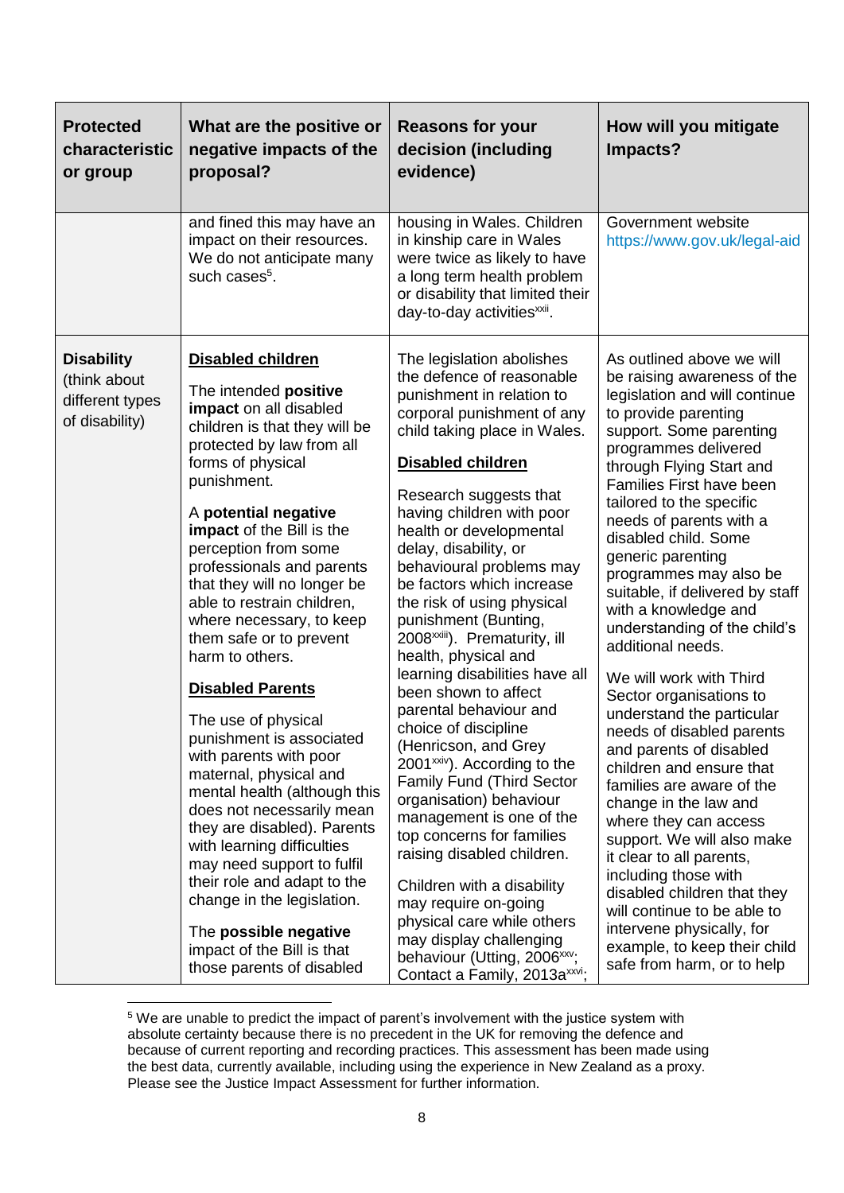| Protected characteristic or group | What are the positive or negative impacts of the proposal? | Reasons for your decision (including evidence) | How will you mitigate Impacts? |
|---|---|---|---|
| | and fined this may have an impact on their resources. We do not anticipate many such cases[5]. | housing in Wales. Children in kinship care in Wales were twice as likely to have a long term health problem or disability that limited their day-to-day activities[xxii]. | Government website https://www.gov.uk/legal-aid |
| **Disability** (think about different types of disability) | **Disabled children**<br><br>The intended **positive impact** on all disabled children is that they will be protected by law from all forms of physical punishment.<br><br>A **potential negative impact** of the Bill is the perception from some professionals and parents that they will no longer be able to restrain children, where necessary, to keep them safe or to prevent harm to others.<br><br>**Disabled Parents**<br><br>The use of physical punishment is associated with parents with poor maternal, physical and mental health (although this does not necessarily mean they are disabled). Parents with learning difficulties may need support to fulfil their role and adapt to the change in the legislation.<br><br>The **possible negative** impact of the Bill is that those parents of disabled | The legislation abolishes the defence of reasonable punishment in relation to corporal punishment of any child taking place in Wales.<br><br>**Disabled children**<br><br>Research suggests that having children with poor health or developmental delay, disability, or behavioural problems may be factors which increase the risk of using physical punishment (Bunting, 2008[xxiii]). Prematurity, ill health, physical and learning disabilities have all been shown to affect parental behaviour and choice of discipline (Henricson, and Grey 2001[xxiv]). According to the Family Fund (Third Sector organisation) behaviour management is one of the top concerns for families raising disabled children.<br><br>Children with a disability may require on-going physical care while others may display challenging behaviour (Utting, 2006[xxv]; Contact a Family, 2013a[xxvi]; | As outlined above we will be raising awareness of the legislation and will continue to provide parenting support. Some parenting programmes delivered through Flying Start and Families First have been tailored to the specific needs of parents with a disabled child. Some generic parenting programmes may also be suitable, if delivered by staff with a knowledge and understanding of the child's additional needs.<br><br>We will work with Third Sector organisations to understand the particular needs of disabled parents and parents of disabled children and ensure that families are aware of the change in the law and where they can access support. We will also make it clear to all parents, including those with disabled children that they will continue to be able to intervene physically, for example, to keep their child safe from harm, or to help |

[5] We are unable to predict the impact of parent's involvement with the justice system with absolute certainty because there is no precedent in the UK for removing the defence and because of current reporting and recording practices. This assessment has been made using the best data, currently available, including using the experience in New Zealand as a proxy. Please see the Justice Impact Assessment for further information.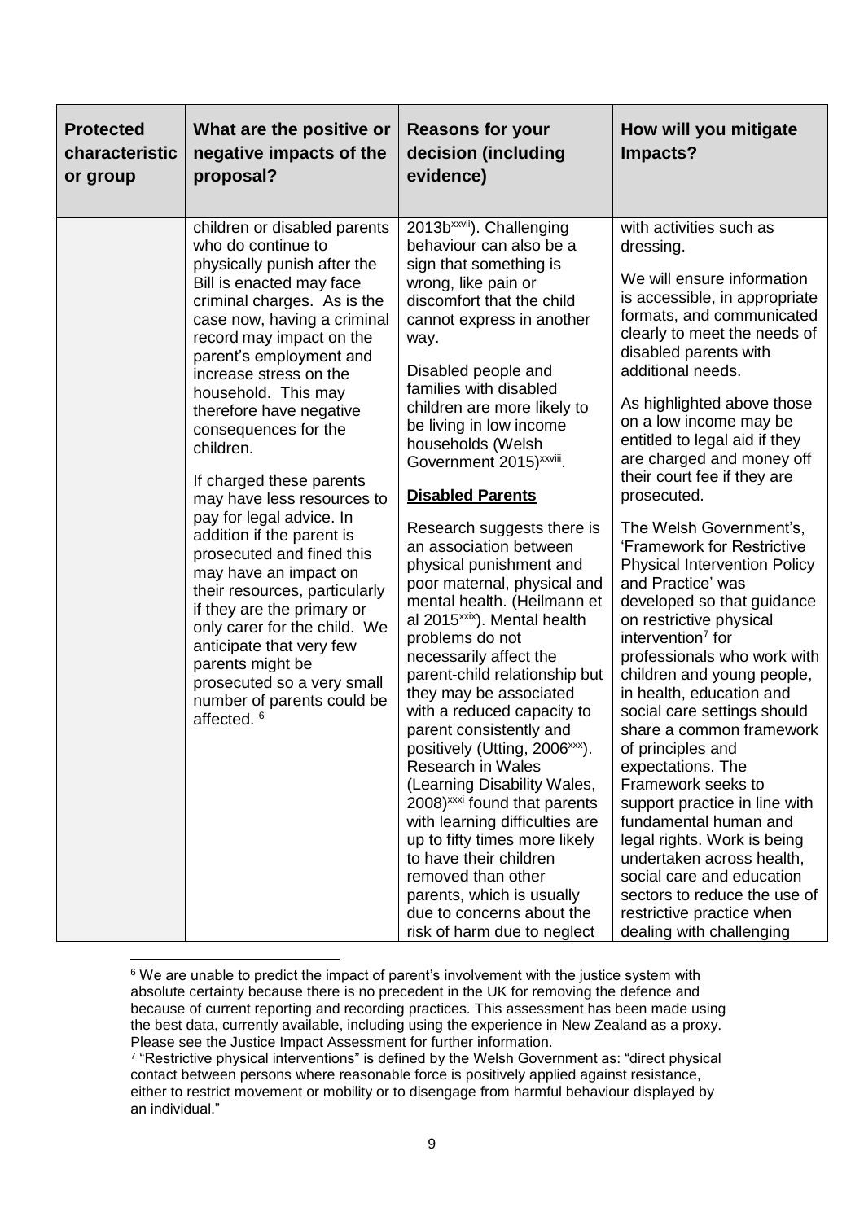| Protected characteristic or group | What are the positive or negative impacts of the proposal? | Reasons for your decision (including evidence) | How will you mitigate Impacts? |
|---|---|---|---|
| | children or disabled parents who do continue to physically punish after the Bill is enacted may face criminal charges. As is the case now, having a criminal record may impact on the parent's employment and increase stress on the household. This may therefore have negative consequences for the children.<br><br>If charged these parents may have less resources to pay for legal advice. In addition if the parent is prosecuted and fined this may have an impact on their resources, particularly if they are the primary or only carer for the child. We anticipate that very few parents might be prosecuted so a very small number of parents could be affected. [6] | 2013b[xxvii]). Challenging behaviour can also be a sign that something is wrong, like pain or discomfort that the child cannot express in another way.<br><br>Disabled people and families with disabled children are more likely to be living in low income households (Welsh Government 2015)[xxviii].<br><br>**Disabled Parents**<br><br>Research suggests there is an association between physical punishment and poor maternal, physical and mental health. (Heilmann et al 2015[xxix]). Mental health problems do not necessarily affect the parent-child relationship but they may be associated with a reduced capacity to parent consistently and positively (Utting, 2006[xxx]). Research in Wales (Learning Disability Wales, 2008)[xxxi] found that parents with learning difficulties are up to fifty times more likely to have their children removed than other parents, which is usually due to concerns about the risk of harm due to neglect | with activities such as dressing.<br><br>We will ensure information is accessible, in appropriate formats, and communicated clearly to meet the needs of disabled parents with additional needs.<br><br>As highlighted above those on a low income may be entitled to legal aid if they are charged and money off their court fee if they are prosecuted.<br><br>The Welsh Government's, 'Framework for Restrictive Physical Intervention Policy and Practice' was developed so that guidance on restrictive physical intervention[7] for professionals who work with children and young people, in health, education and social care settings should share a common framework of principles and expectations. The Framework seeks to support practice in line with fundamental human and legal rights. Work is being undertaken across health, social care and education sectors to reduce the use of restrictive practice when dealing with challenging |

[6] We are unable to predict the impact of parent's involvement with the justice system with absolute certainty because there is no precedent in the UK for removing the defence and because of current reporting and recording practices. This assessment has been made using the best data, currently available, including using the experience in New Zealand as a proxy. Please see the Justice Impact Assessment for further information.

[7] "Restrictive physical interventions" is defined by the Welsh Government as: "direct physical contact between persons where reasonable force is positively applied against resistance, either to restrict movement or mobility or to disengage from harmful behaviour displayed by an individual."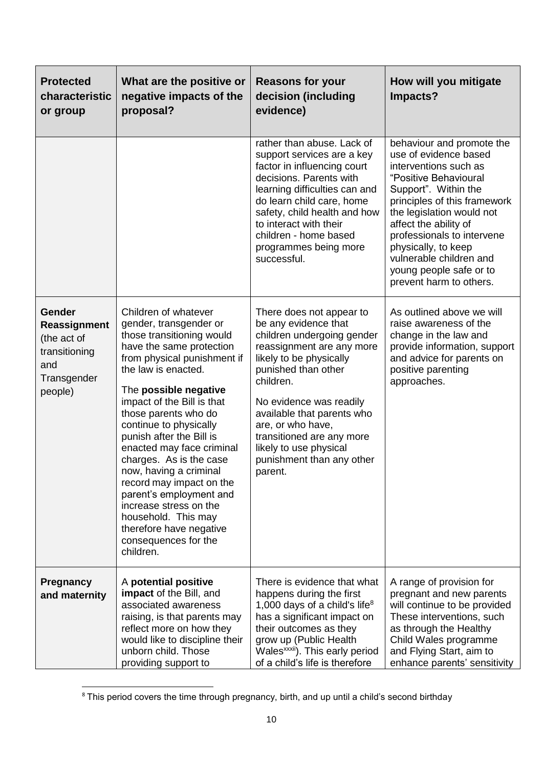| Protected characteristic or group | What are the positive or negative impacts of the proposal? | Reasons for your decision (including evidence) | How will you mitigate Impacts? |
|---|---|---|---|
| | | rather than abuse. Lack of support services are a key factor in influencing court decisions. Parents with learning difficulties can and do learn child care, home safety, child health and how to interact with their children - home based programmes being more successful. | behaviour and promote the use of evidence based interventions such as "Positive Behavioural Support". Within the principles of this framework the legislation would not affect the ability of professionals to intervene physically, to keep vulnerable children and young people safe or to prevent harm to others. |
| **Gender Reassignment** (the act of transitioning and Transgender people) | Children of whatever gender, transgender or those transitioning would have the same protection from physical punishment if the law is enacted.<br><br>The **possible negative** impact of the Bill is that those parents who do continue to physically punish after the Bill is enacted may face criminal charges. As is the case now, having a criminal record may impact on the parent's employment and increase stress on the household. This may therefore have negative consequences for the children. | There does not appear to be any evidence that children undergoing gender reassignment are any more likely to be physically punished than other children.<br><br>No evidence was readily available that parents who are, or who have, transitioned are any more likely to use physical punishment than any other parent. | As outlined above we will raise awareness of the change in the law and provide information, support and advice for parents on positive parenting approaches. |
| **Pregnancy and maternity** | A **potential positive impact** of the Bill, and associated awareness raising, is that parents may reflect more on how they would like to discipline their unborn child. Those providing support to | There is evidence that what happens during the first 1,000 days of a child's life[8] has a significant impact on their outcomes as they grow up (Public Health Wales[xxxii]). This early period of a child's life is therefore | A range of provision for pregnant and new parents will continue to be provided These interventions, such as through the Healthy Child Wales programme and Flying Start, aim to enhance parents' sensitivity |

[8] This period covers the time through pregnancy, birth, and up until a child's second birthday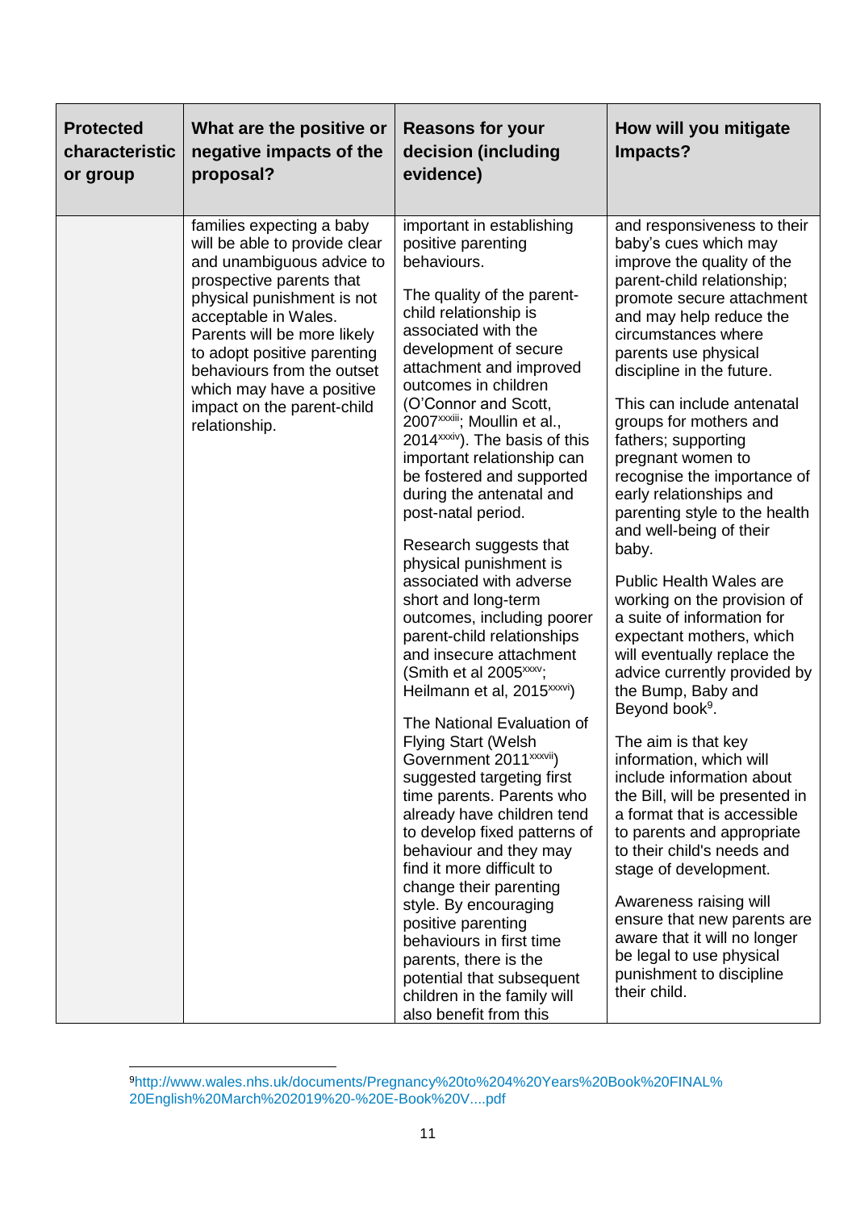| Protected characteristic or group | What are the positive or negative impacts of the proposal? | Reasons for your decision (including evidence) | How will you mitigate Impacts? |
|---|---|---|---|
| | families expecting a baby will be able to provide clear and unambiguous advice to prospective parents that physical punishment is not acceptable in Wales. Parents will be more likely to adopt positive parenting behaviours from the outset which may have a positive impact on the parent-child relationship. | important in establishing positive parenting behaviours.<br><br>The quality of the parent-child relationship is associated with the development of secure attachment and improved outcomes in children (O'Connor and Scott, 2007[xxxiii]; Moullin et al., 2014[xxxiv]). The basis of this important relationship can be fostered and supported during the antenatal and post-natal period.<br><br>Research suggests that physical punishment is associated with adverse short and long-term outcomes, including poorer parent-child relationships and insecure attachment (Smith et al 2005[xxxv]; Heilmann et al, 2015[xxxvi])<br><br>The National Evaluation of Flying Start (Welsh Government 2011[xxxvii]) suggested targeting first time parents. Parents who already have children tend to develop fixed patterns of behaviour and they may find it more difficult to change their parenting style. By encouraging positive parenting behaviours in first time parents, there is the potential that subsequent children in the family will also benefit from this | and responsiveness to their baby's cues which may improve the quality of the parent-child relationship; promote secure attachment and may help reduce the circumstances where parents use physical discipline in the future.<br><br>This can include antenatal groups for mothers and fathers; supporting pregnant women to recognise the importance of early relationships and parenting style to the health and well-being of their baby.<br><br>Public Health Wales are working on the provision of a suite of information for expectant mothers, which will eventually replace the advice currently provided by the Bump, Baby and Beyond book[9].<br><br>The aim is that key information, which will include information about the Bill, will be presented in a format that is accessible to parents and appropriate to their child's needs and stage of development.<br><br>Awareness raising will ensure that new parents are aware that it will no longer be legal to use physical punishment to discipline their child. |

[9]http://www.wales.nhs.uk/documents/Pregnancy%20to%204%20Years%20Book%20FINAL%20English%20March%202019%20-%20E-Book%20V....pdf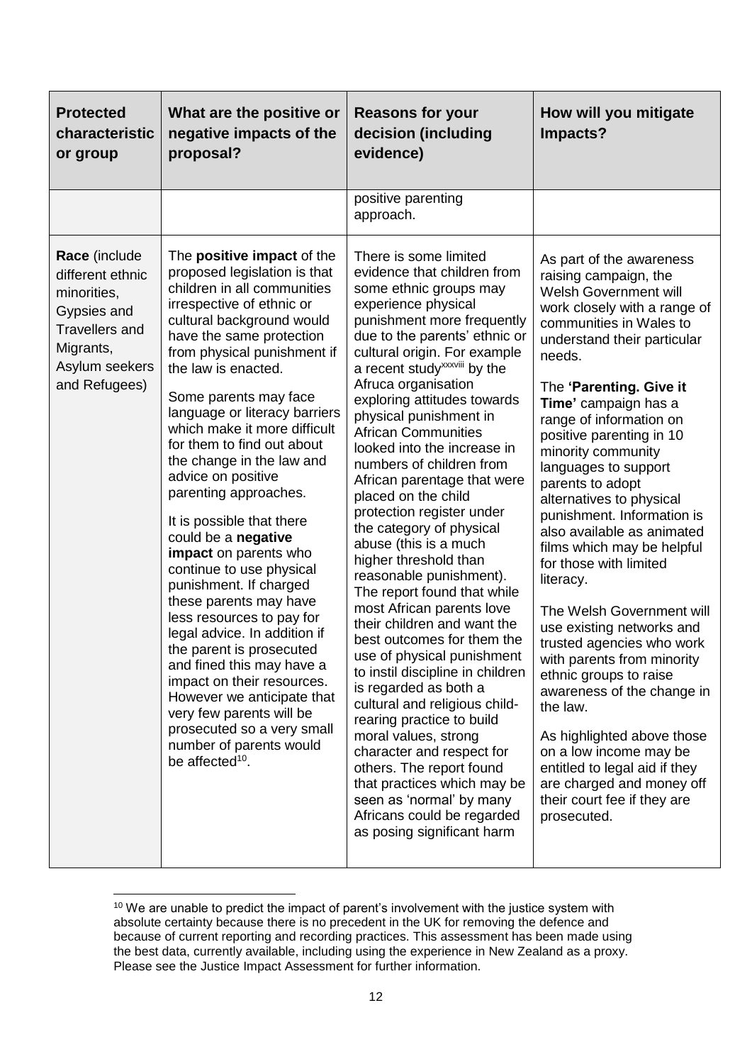| Protected characteristic or group | What are the positive or negative impacts of the proposal? | Reasons for your decision (including evidence) | How will you mitigate Impacts? |
|---|---|---|---|
| | | positive parenting approach. | |
| **Race** (include different ethnic minorities, Gypsies and Travellers and Migrants, Asylum seekers and Refugees) | The **positive impact** of the proposed legislation is that children in all communities irrespective of ethnic or cultural background would have the same protection from physical punishment if the law is enacted.<br><br>Some parents may face language or literacy barriers which make it more difficult for them to find out about the change in the law and advice on positive parenting approaches.<br><br>It is possible that there could be a **negative impact** on parents who continue to use physical punishment. If charged these parents may have less resources to pay for legal advice. In addition if the parent is prosecuted and fined this may have a impact on their resources. However we anticipate that very few parents will be prosecuted so a very small number of parents would be affected[10]. | There is some limited evidence that children from some ethnic groups may experience physical punishment more frequently due to the parents' ethnic or cultural origin. For example a recent study[xxxviii] by the Afruca organisation exploring attitudes towards physical punishment in African Communities looked into the increase in numbers of children from African parentage that were placed on the child protection register under the category of physical abuse (this is a much higher threshold than reasonable punishment). The report found that while most African parents love their children and want the best outcomes for them the use of physical punishment to instil discipline in children is regarded as both a cultural and religious child-rearing practice to build moral values, strong character and respect for others. The report found that practices which may be seen as 'normal' by many Africans could be regarded as posing significant harm | As part of the awareness raising campaign, the Welsh Government will work closely with a range of communities in Wales to understand their particular needs.<br><br>The **'Parenting. Give it Time'** campaign has a range of information on positive parenting in 10 minority community languages to support parents to adopt alternatives to physical punishment. Information is also available as animated films which may be helpful for those with limited literacy.<br><br>The Welsh Government will use existing networks and trusted agencies who work with parents from minority ethnic groups to raise awareness of the change in the law.<br><br>As highlighted above those on a low income may be entitled to legal aid if they are charged and money off their court fee if they are prosecuted. |

[10] We are unable to predict the impact of parent's involvement with the justice system with absolute certainty because there is no precedent in the UK for removing the defence and because of current reporting and recording practices. This assessment has been made using the best data, currently available, including using the experience in New Zealand as a proxy. Please see the Justice Impact Assessment for further information.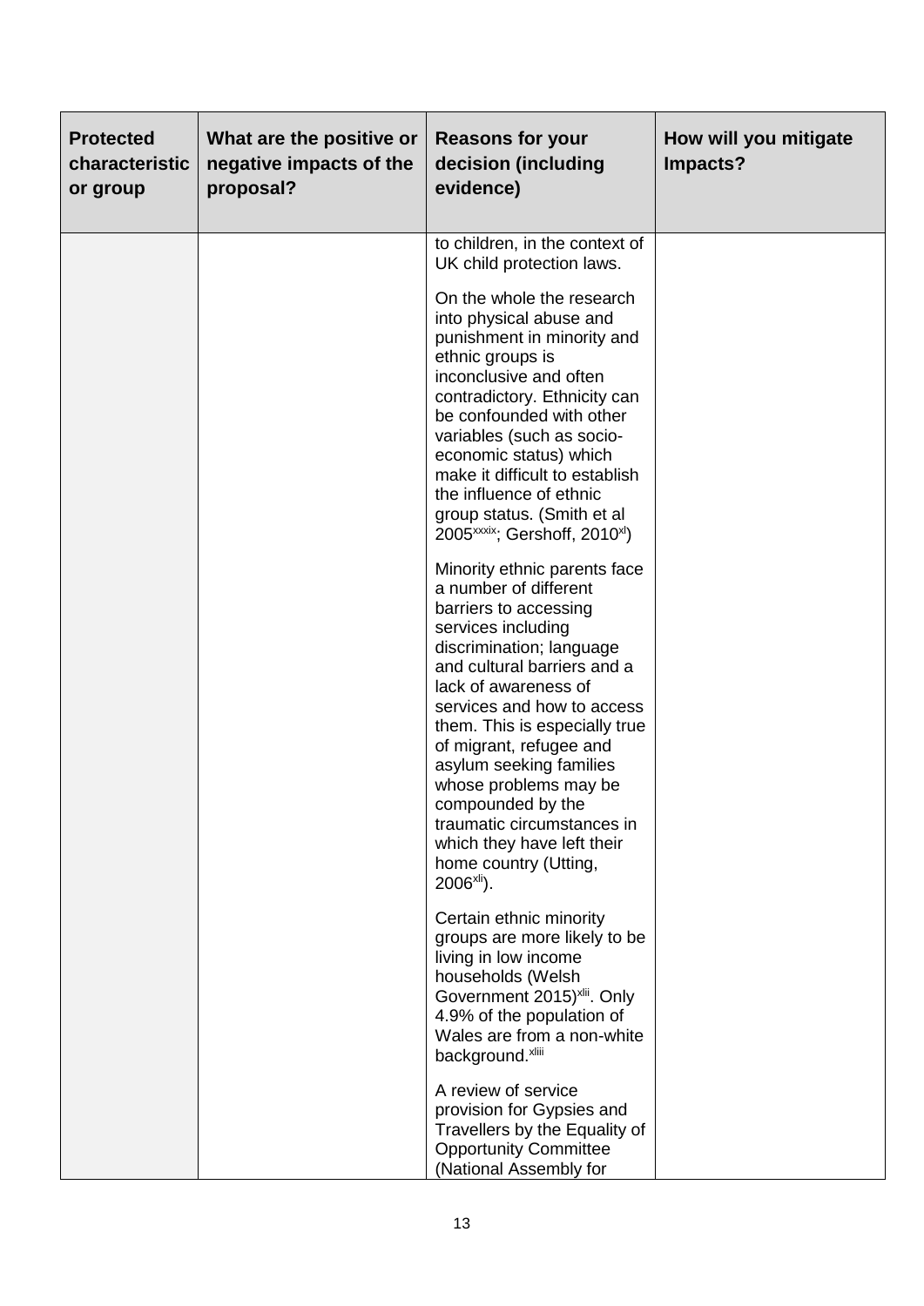| Protected characteristic or group | What are the positive or negative impacts of the proposal? | Reasons for your decision (including evidence) | How will you mitigate Impacts? |
|---|---|---|---|
| | | to children, in the context of UK child protection laws.<br><br>On the whole the research into physical abuse and punishment in minority and ethnic groups is inconclusive and often contradictory. Ethnicity can be confounded with other variables (such as socio-economic status) which make it difficult to establish the influence of ethnic group status. (Smith et al 2005[xxxix]; Gershoff, 2010[xl])<br><br>Minority ethnic parents face a number of different barriers to accessing services including discrimination; language and cultural barriers and a lack of awareness of services and how to access them. This is especially true of migrant, refugee and asylum seeking families whose problems may be compounded by the traumatic circumstances in which they have left their home country (Utting, 2006[xli]).<br><br>Certain ethnic minority groups are more likely to be living in low income households (Welsh Government 2015)[xlii]. Only 4.9% of the population of Wales are from a non-white background.[xliii]<br><br>A review of service provision for Gypsies and Travellers by the Equality of Opportunity Committee (National Assembly for | |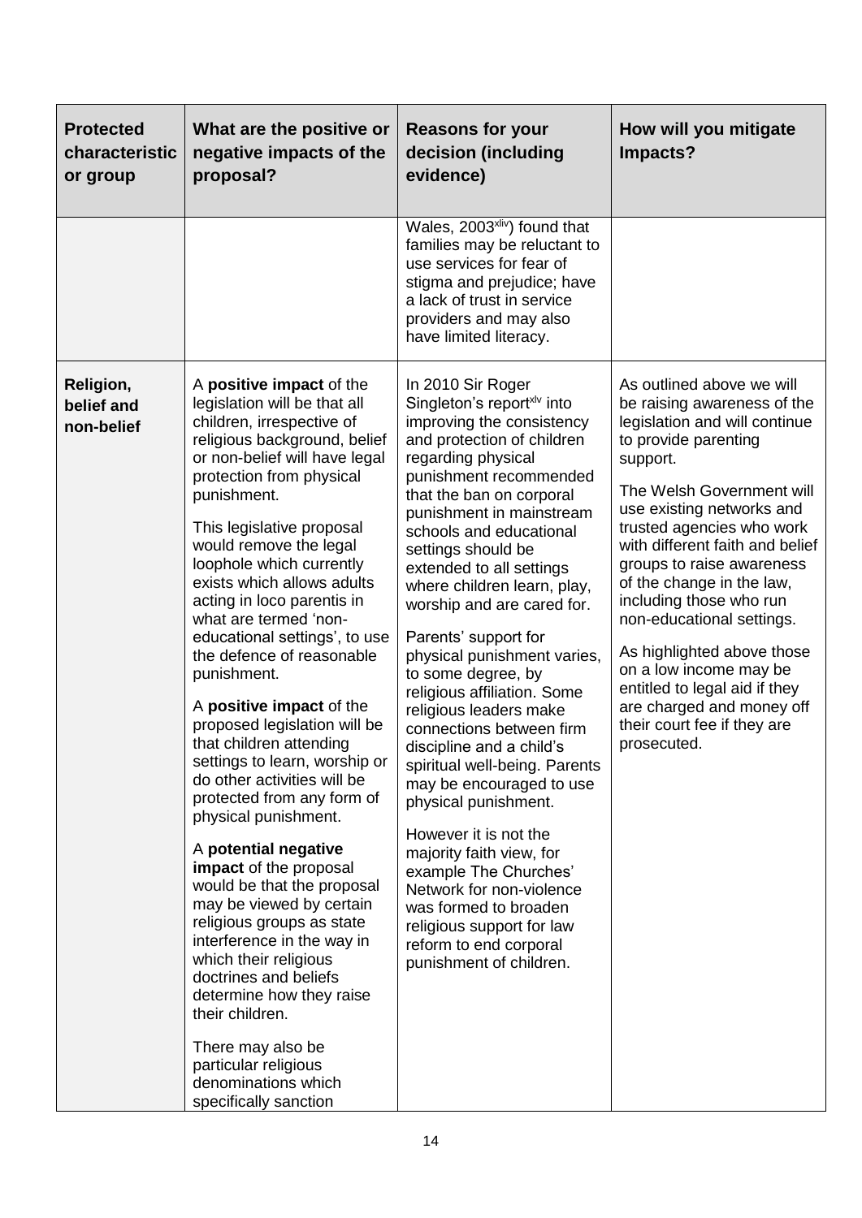| Protected characteristic or group | What are the positive or negative impacts of the proposal? | Reasons for your decision (including evidence) | How will you mitigate Impacts? |
|---|---|---|---|
| | | Wales, 2003[xliv]) found that families may be reluctant to use services for fear of stigma and prejudice; have a lack of trust in service providers and may also have limited literacy. | |
| **Religion, belief and non-belief** | A **positive impact** of the legislation will be that all children, irrespective of religious background, belief or non-belief will have legal protection from physical punishment.<br><br>This legislative proposal would remove the legal loophole which currently exists which allows adults acting in loco parentis in what are termed 'non-educational settings', to use the defence of reasonable punishment.<br><br>A **positive impact** of the proposed legislation will be that children attending settings to learn, worship or do other activities will be protected from any form of physical punishment.<br><br>A **potential negative impact** of the proposal would be that the proposal may be viewed by certain religious groups as state interference in the way in which their religious doctrines and beliefs determine how they raise their children.<br><br>There may also be particular religious denominations which specifically sanction | In 2010 Sir Roger Singleton's report[xlv] into improving the consistency and protection of children regarding physical punishment recommended that the ban on corporal punishment in mainstream schools and educational settings should be extended to all settings where children learn, play, worship and are cared for.<br><br>Parents' support for physical punishment varies, to some degree, by religious affiliation. Some religious leaders make connections between firm discipline and a child's spiritual well-being. Parents may be encouraged to use physical punishment.<br><br>However it is not the majority faith view, for example The Churches' Network for non-violence was formed to broaden religious support for law reform to end corporal punishment of children. | As outlined above we will be raising awareness of the legislation and will continue to provide parenting support.<br><br>The Welsh Government will use existing networks and trusted agencies who work with different faith and belief groups to raise awareness of the change in the law, including those who run non-educational settings.<br><br>As highlighted above those on a low income may be entitled to legal aid if they are charged and money off their court fee if they are prosecuted. |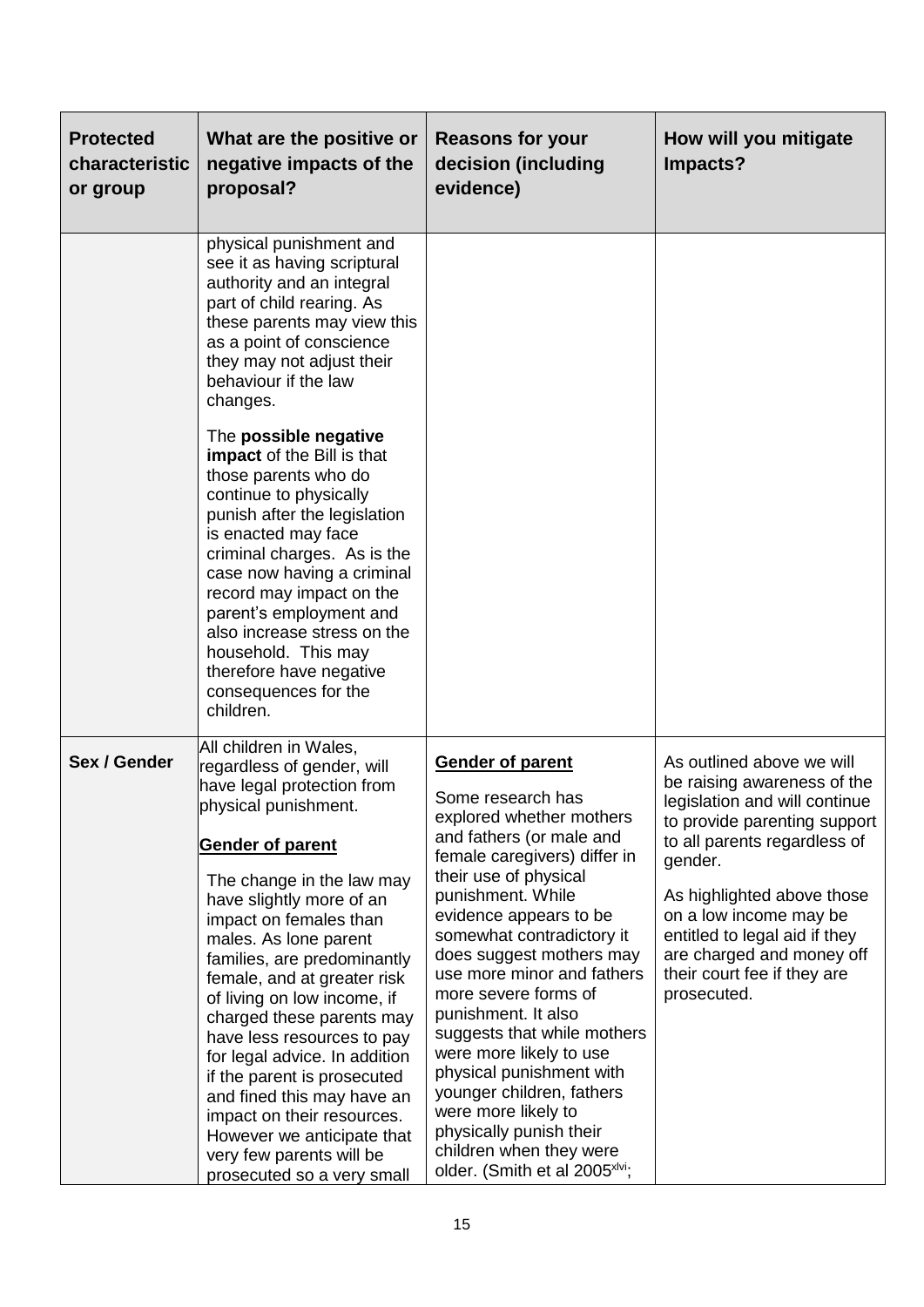| Protected characteristic or group | What are the positive or negative impacts of the proposal? | Reasons for your decision (including evidence) | How will you mitigate Impacts? |
|---|---|---|---|
| | physical punishment and see it as having scriptural authority and an integral part of child rearing. As these parents may view this as a point of conscience they may not adjust their behaviour if the law changes.<br><br>The **possible negative impact** of the Bill is that those parents who do continue to physically punish after the legislation is enacted may face criminal charges. As is the case now having a criminal record may impact on the parent's employment and also increase stress on the household. This may therefore have negative consequences for the children. | | |
| **Sex / Gender** | All children in Wales, regardless of gender, will have legal protection from physical punishment.<br><br>**Gender of parent**<br><br>The change in the law may have slightly more of an impact on females than males. As lone parent families, are predominantly female, and at greater risk of living on low income, if charged these parents may have less resources to pay for legal advice. In addition if the parent is prosecuted and fined this may have an impact on their resources. However we anticipate that very few parents will be prosecuted so a very small | **Gender of parent**<br><br>Some research has explored whether mothers and fathers (or male and female caregivers) differ in their use of physical punishment. While evidence appears to be somewhat contradictory it does suggest mothers may use more minor and fathers more severe forms of punishment. It also suggests that while mothers were more likely to use physical punishment with younger children, fathers were more likely to physically punish their children when they were older. (Smith et al 2005[xlvi]; | As outlined above we will be raising awareness of the legislation and will continue to provide parenting support to all parents regardless of gender.<br><br>As highlighted above those on a low income may be entitled to legal aid if they are charged and money off their court fee if they are prosecuted. |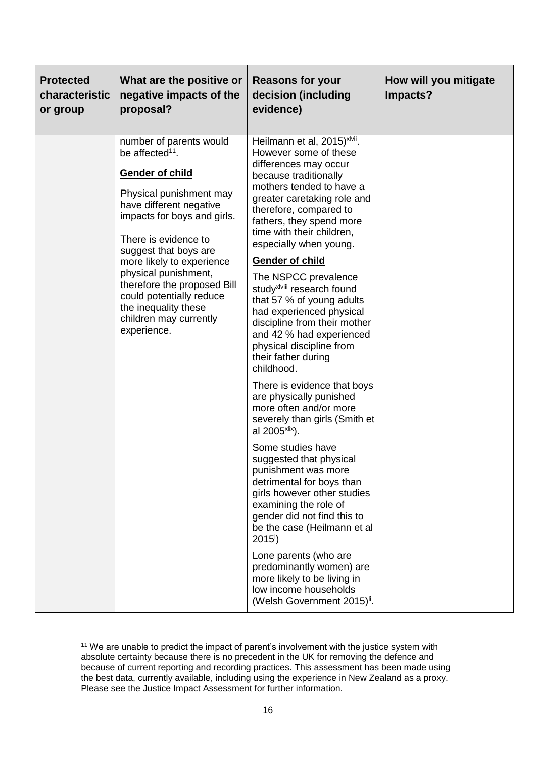| Protected characteristic or group | What are the positive or negative impacts of the proposal? | Reasons for your decision (including evidence) | How will you mitigate Impacts? |
| --- | --- | --- | --- |
| | number of parents would be affected[11].<br><br>**Gender of child**<br><br>Physical punishment may have different negative impacts for boys and girls.<br><br>There is evidence to suggest that boys are more likely to experience physical punishment, therefore the proposed Bill could potentially reduce the inequality these children may currently experience. | Heilmann et al, 2015)[xlvii]. However some of these differences may occur because traditionally mothers tended to have a greater caretaking role and therefore, compared to fathers, they spend more time with their children, especially when young.<br><br>**Gender of child**<br><br>The NSPCC prevalence study[xlviii] research found that 57 % of young adults had experienced physical discipline from their mother and 42 % had experienced physical discipline from their father during childhood.<br><br>There is evidence that boys are physically punished more often and/or more severely than girls (Smith et al 2005[xlix]).<br><br>Some studies have suggested that physical punishment was more detrimental for boys than girls however other studies examining the role of gender did not find this to be the case (Heilmann et al 2015[l])<br><br>Lone parents (who are predominantly women) are more likely to be living in low income households (Welsh Government 2015)[li]. | |

[11] We are unable to predict the impact of parent's involvement with the justice system with absolute certainty because there is no precedent in the UK for removing the defence and because of current reporting and recording practices. This assessment has been made using the best data, currently available, including using the experience in New Zealand as a proxy. Please see the Justice Impact Assessment for further information.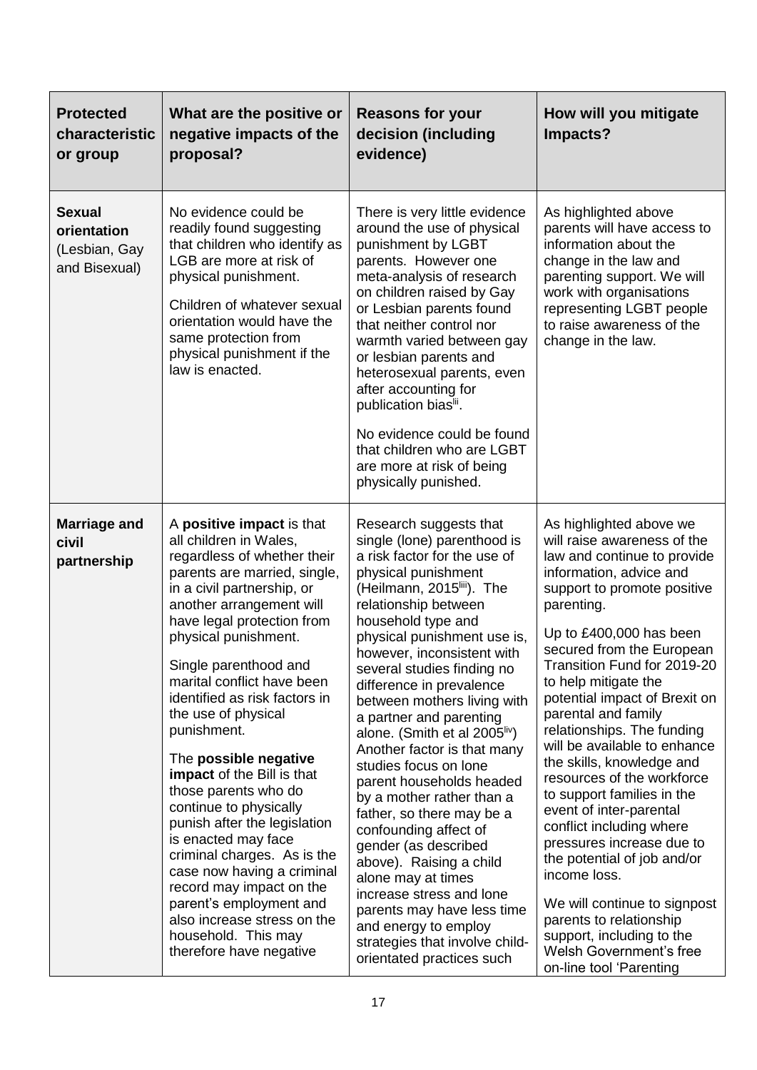| Protected characteristic or group | What are the positive or negative impacts of the proposal? | Reasons for your decision (including evidence) | How will you mitigate Impacts? |
|---|---|---|---|
| **Sexual orientation** (Lesbian, Gay and Bisexual) | No evidence could be readily found suggesting that children who identify as LGB are more at risk of physical punishment.<br><br>Children of whatever sexual orientation would have the same protection from physical punishment if the law is enacted. | There is very little evidence around the use of physical punishment by LGBT parents. However one meta-analysis of research on children raised by Gay or Lesbian parents found that neither control nor warmth varied between gay or lesbian parents and heterosexual parents, even after accounting for publication bias[lii].<br><br>No evidence could be found that children who are LGBT are more at risk of being physically punished. | As highlighted above parents will have access to information about the change in the law and parenting support. We will work with organisations representing LGBT people to raise awareness of the change in the law. |
| **Marriage and civil partnership** | A **positive impact** is that all children in Wales, regardless of whether their parents are married, single, in a civil partnership, or another arrangement will have legal protection from physical punishment.<br><br>Single parenthood and marital conflict have been identified as risk factors in the use of physical punishment.<br><br>The **possible negative impact** of the Bill is that those parents who do continue to physically punish after the legislation is enacted may face criminal charges. As is the case now having a criminal record may impact on the parent's employment and also increase stress on the household. This may therefore have negative | Research suggests that single (lone) parenthood is a risk factor for the use of physical punishment (Heilmann, 2015[liii]). The relationship between household type and physical punishment use is, however, inconsistent with several studies finding no difference in prevalence between mothers living with a partner and parenting alone. (Smith et al 2005[liv]) Another factor is that many studies focus on lone parent households headed by a mother rather than a father, so there may be a confounding affect of gender (as described above). Raising a child alone may at times increase stress and lone parents may have less time and energy to employ strategies that involve child-orientated practices such | As highlighted above we will raise awareness of the law and continue to provide information, advice and support to promote positive parenting.<br><br>Up to £400,000 has been secured from the European Transition Fund for 2019-20 to help mitigate the potential impact of Brexit on parental and family relationships. The funding will be available to enhance the skills, knowledge and resources of the workforce to support families in the event of inter-parental conflict including where pressures increase due to the potential of job and/or income loss.<br><br>We will continue to signpost parents to relationship support, including to the Welsh Government's free on-line tool 'Parenting |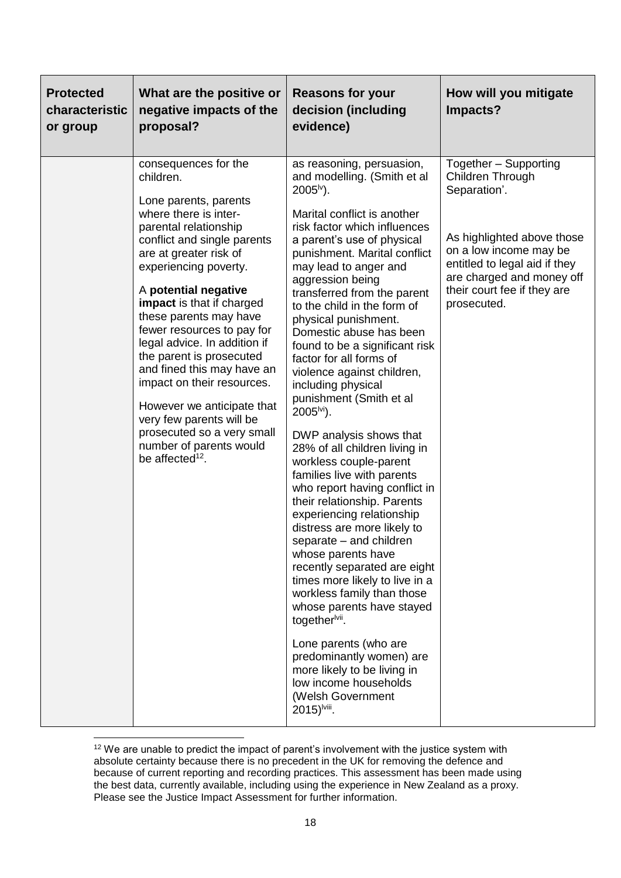| Protected characteristic or group | What are the positive or negative impacts of the proposal? | Reasons for your decision (including evidence) | How will you mitigate Impacts? |
|---|---|---|---|
| | consequences for the children.<br><br>Lone parents, parents where there is inter-parental relationship conflict and single parents are at greater risk of experiencing poverty.<br><br>A **potential negative impact** is that if charged these parents may have fewer resources to pay for legal advice. In addition if the parent is prosecuted and fined this may have an impact on their resources.<br><br>However we anticipate that very few parents will be prosecuted so a very small number of parents would be affected[12]. | as reasoning, persuasion, and modelling. (Smith et al 2005[lv]).<br><br>Marital conflict is another risk factor which influences a parent's use of physical punishment. Marital conflict may lead to anger and aggression being transferred from the parent to the child in the form of physical punishment. Domestic abuse has been found to be a significant risk factor for all forms of violence against children, including physical punishment (Smith et al 2005[lvi]).<br><br>DWP analysis shows that 28% of all children living in workless couple-parent families live with parents who report having conflict in their relationship. Parents experiencing relationship distress are more likely to separate – and children whose parents have recently separated are eight times more likely to live in a workless family than those whose parents have stayed together[lvii].<br><br>Lone parents (who are predominantly women) are more likely to be living in low income households (Welsh Government 2015)[lviii]. | Together – Supporting Children Through Separation'.<br><br>As highlighted above those on a low income may be entitled to legal aid if they are charged and money off their court fee if they are prosecuted. |

[12] We are unable to predict the impact of parent's involvement with the justice system with absolute certainty because there is no precedent in the UK for removing the defence and because of current reporting and recording practices. This assessment has been made using the best data, currently available, including using the experience in New Zealand as a proxy. Please see the Justice Impact Assessment for further information.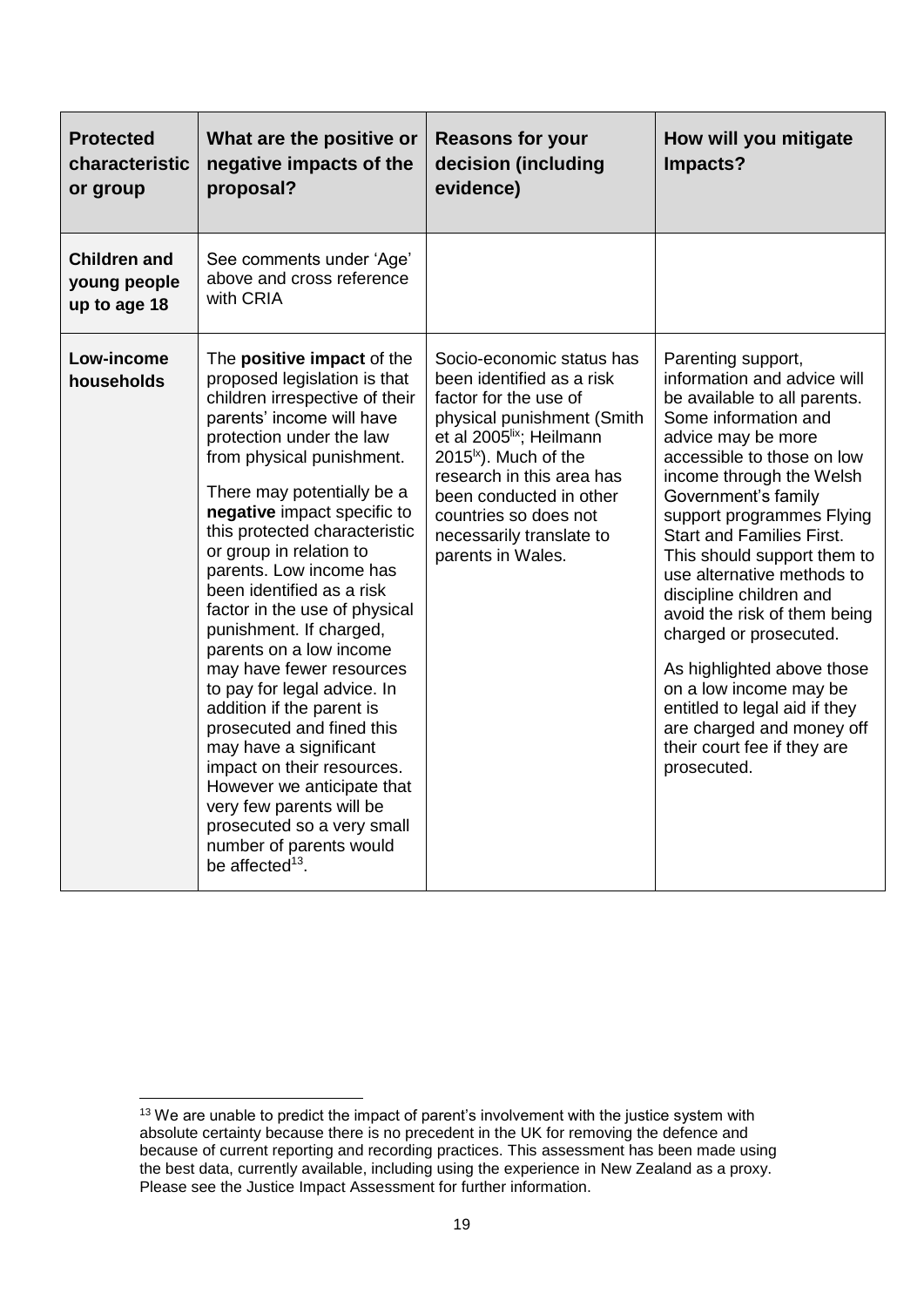| Protected characteristic or group | What are the positive or negative impacts of the proposal? | Reasons for your decision (including evidence) | How will you mitigate Impacts? |
|---|---|---|---|
| **Children and young people up to age 18** | See comments under 'Age' above and cross reference with CRIA | | |
| **Low-income households** | The **positive impact** of the proposed legislation is that children irrespective of their parents' income will have protection under the law from physical punishment.<br><br>There may potentially be a **negative** impact specific to this protected characteristic or group in relation to parents. Low income has been identified as a risk factor in the use of physical punishment. If charged, parents on a low income may have fewer resources to pay for legal advice. In addition if the parent is prosecuted and fined this may have a significant impact on their resources. However we anticipate that very few parents will be prosecuted so a very small number of parents would be affected[13]. | Socio-economic status has been identified as a risk factor for the use of physical punishment (Smith et al 2005[lix]; Heilmann 2015[lx]). Much of the research in this area has been conducted in other countries so does not necessarily translate to parents in Wales. | Parenting support, information and advice will be available to all parents. Some information and advice may be more accessible to those on low income through the Welsh Government's family support programmes Flying Start and Families First. This should support them to use alternative methods to discipline children and avoid the risk of them being charged or prosecuted.<br><br>As highlighted above those on a low income may be entitled to legal aid if they are charged and money off their court fee if they are prosecuted. |

[13] We are unable to predict the impact of parent's involvement with the justice system with absolute certainty because there is no precedent in the UK for removing the defence and because of current reporting and recording practices. This assessment has been made using the best data, currently available, including using the experience in New Zealand as a proxy. Please see the Justice Impact Assessment for further information.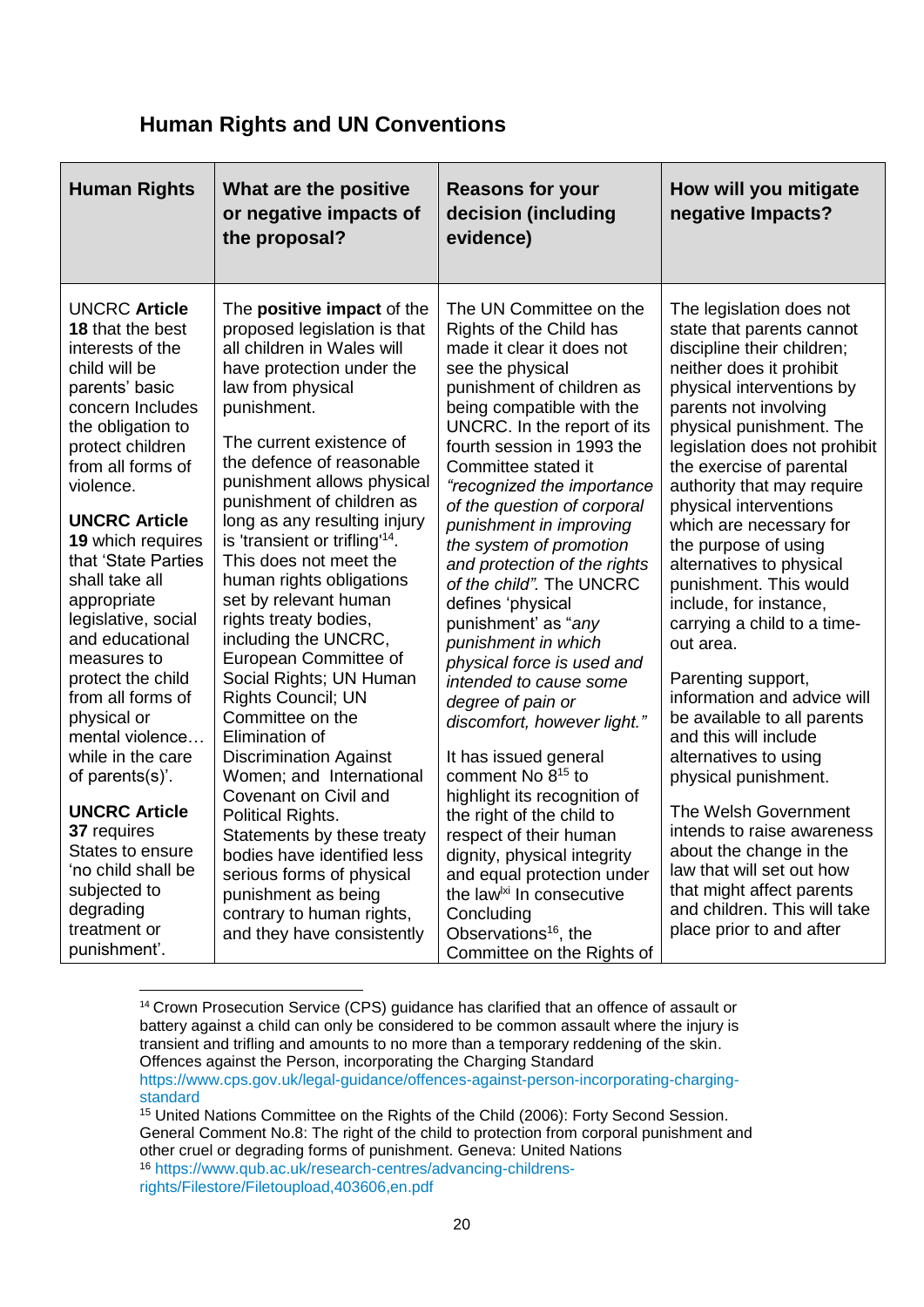## Human Rights and UN Conventions

| Human Rights | What are the positive or negative impacts of the proposal? | Reasons for your decision (including evidence) | How will you mitigate negative Impacts? |
|---|---|---|---|
| UNCRC **Article 18** that the best interests of the child will be parents' basic concern Includes the obligation to protect children from all forms of violence.<br><br>**UNCRC Article 19** which requires that 'State Parties shall take all appropriate legislative, social and educational measures to protect the child from all forms of physical or mental violence… while in the care of parents(s)'.<br><br>**UNCRC Article 37** requires States to ensure 'no child shall be subjected to degrading treatment or punishment'. | The **positive impact** of the proposed legislation is that all children in Wales will have protection under the law from physical punishment.<br><br>The current existence of the defence of reasonable punishment allows physical punishment of children as long as any resulting injury is 'transient or trifling'[14]. This does not meet the human rights obligations set by relevant human rights treaty bodies, including the UNCRC, European Committee of Social Rights; UN Human Rights Council; UN Committee on the Elimination of Discrimination Against Women; and International Covenant on Civil and Political Rights. Statements by these treaty bodies have identified less serious forms of physical punishment as being contrary to human rights, and they have consistently | The UN Committee on the Rights of the Child has made it clear it does not see the physical punishment of children as being compatible with the UNCRC. In the report of its fourth session in 1993 the Committee stated it *"recognized the importance of the question of corporal punishment in improving the system of promotion and protection of the rights of the child"*. The UNCRC defines 'physical punishment' as "*any punishment in which physical force is used and intended to cause some degree of pain or discomfort, however light."*<br><br>It has issued general comment No 8[15] to highlight its recognition of the right of the child to respect of their human dignity, physical integrity and equal protection under the law[lxi] In consecutive Concluding Observations[16], the Committee on the Rights of | The legislation does not state that parents cannot discipline their children; neither does it prohibit physical interventions by parents not involving physical punishment. The legislation does not prohibit the exercise of parental authority that may require physical interventions which are necessary for the purpose of using alternatives to physical punishment. This would include, for instance, carrying a child to a time-out area.<br><br>Parenting support, information and advice will be available to all parents and this will include alternatives to using physical punishment.<br><br>The Welsh Government intends to raise awareness about the change in the law that will set out how that might affect parents and children. This will take place prior to and after |

[14] Crown Prosecution Service (CPS) guidance has clarified that an offence of assault or battery against a child can only be considered to be common assault where the injury is transient and trifling and amounts to no more than a temporary reddening of the skin. Offences against the Person, incorporating the Charging Standard https://www.cps.gov.uk/legal-guidance/offences-against-person-incorporating-charging-standard

[15] United Nations Committee on the Rights of the Child (2006): Forty Second Session. General Comment No.8: The right of the child to protection from corporal punishment and other cruel or degrading forms of punishment. Geneva: United Nations

[16] https://www.qub.ac.uk/research-centres/advancing-childrens-rights/Filestore/Filetoupload,403606,en.pdf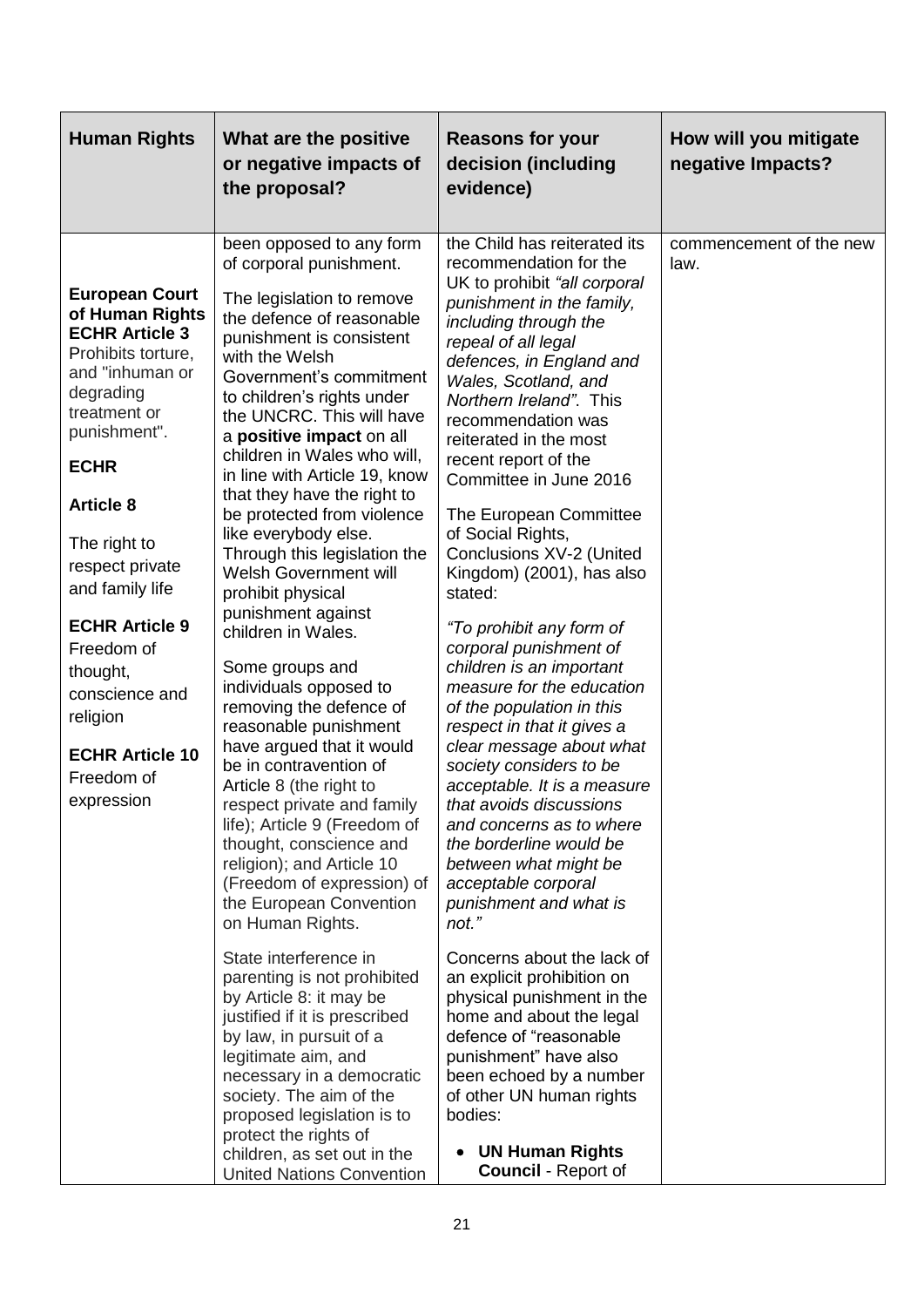| Human Rights | What are the positive or negative impacts of the proposal? | Reasons for your decision (including evidence) | How will you mitigate negative Impacts? |
|---|---|---|---|
| **European Court of Human Rights ECHR Article 3** Prohibits torture, and "inhuman or degrading treatment or punishment".<br><br>**ECHR**<br><br>**Article 8**<br><br>The right to respect private and family life<br><br>**ECHR Article 9** Freedom of thought, conscience and religion<br><br>**ECHR Article 10** Freedom of expression | been opposed to any form of corporal punishment.<br><br>The legislation to remove the defence of reasonable punishment is consistent with the Welsh Government's commitment to children's rights under the UNCRC. This will have a **positive impact** on all children in Wales who will, in line with Article 19, know that they have the right to be protected from violence like everybody else. Through this legislation the Welsh Government will prohibit physical punishment against children in Wales.<br><br>Some groups and individuals opposed to removing the defence of reasonable punishment have argued that it would be in contravention of Article 8 (the right to respect private and family life); Article 9 (Freedom of thought, conscience and religion); and Article 10 (Freedom of expression) of the European Convention on Human Rights.<br><br>State interference in parenting is not prohibited by Article 8: it may be justified if it is prescribed by law, in pursuit of a legitimate aim, and necessary in a democratic society. The aim of the proposed legislation is to protect the rights of children, as set out in the United Nations Convention | the Child has reiterated its recommendation for the UK to prohibit *"all corporal punishment in the family, including through the repeal of all legal defences, in England and Wales, Scotland, and Northern Ireland"*. This recommendation was reiterated in the most recent report of the Committee in June 2016<br><br>The European Committee of Social Rights, Conclusions XV-2 (United Kingdom) (2001), has also stated:<br><br>*"To prohibit any form of corporal punishment of children is an important measure for the education of the population in this respect in that it gives a clear message about what society considers to be acceptable. It is a measure that avoids discussions and concerns as to where the borderline would be between what might be acceptable corporal punishment and what is not."*<br><br>Concerns about the lack of an explicit prohibition on physical punishment in the home and about the legal defence of "reasonable punishment" have also been echoed by a number of other UN human rights bodies:<br><br>• **UN Human Rights Council** - Report of | commencement of the new law. |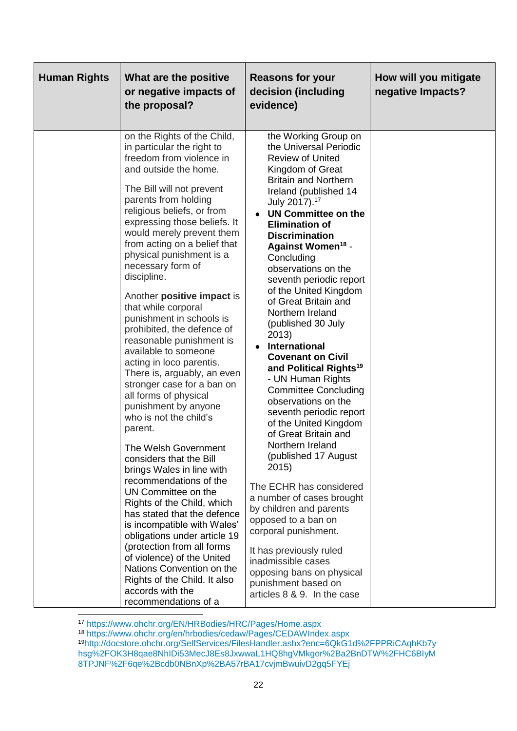| Human Rights | What are the positive or negative impacts of the proposal? | Reasons for your decision (including evidence) | How will you mitigate negative Impacts? |
|---|---|---|---|
| | on the Rights of the Child, in particular the right to freedom from violence in and outside the home.<br><br>The Bill will not prevent parents from holding religious beliefs, or from expressing those beliefs. It would merely prevent them from acting on a belief that physical punishment is a necessary form of discipline.<br><br>Another **positive impact** is that while corporal punishment in schools is prohibited, the defence of reasonable punishment is available to someone acting in loco parentis. There is, arguably, an even stronger case for a ban on all forms of physical punishment by anyone who is not the child's parent.<br><br>The Welsh Government considers that the Bill brings Wales in line with recommendations of the UN Committee on the Rights of the Child, which has stated that the defence is incompatible with Wales' obligations under article 19 (protection from all forms of violence) of the United Nations Convention on the Rights of the Child. It also accords with the recommendations of a | the Working Group on the Universal Periodic Review of United Kingdom of Great Britain and Northern Ireland (published 14 July 2017).[17]<br>• **UN Committee on the Elimination of Discrimination Against Women**[18] - Concluding observations on the seventh periodic report of the United Kingdom of Great Britain and Northern Ireland (published 30 July 2013)<br>• **International Covenant on Civil and Political Rights**[19] - UN Human Rights Committee Concluding observations on the seventh periodic report of the United Kingdom of Great Britain and Northern Ireland (published 17 August 2015)<br><br>The ECHR has considered a number of cases brought by children and parents opposed to a ban on corporal punishment.<br><br>It has previously ruled inadmissible cases opposing bans on physical punishment based on articles 8 & 9. In the case | |

[17] https://www.ohchr.org/EN/HRBodies/HRC/Pages/Home.aspx

[18] https://www.ohchr.org/en/hrbodies/cedaw/Pages/CEDAWIndex.aspx

[19] http://docstore.ohchr.org/SelfServices/FilesHandler.ashx?enc=6QkG1d%2FPPRiCAqhKb7yhsg%2FOK3H8qae8NhIDi53MecJ8Es8JxwwaL1HQ8hgVMkgor%2Ba2BnDTW%2FHC6BIyM8TPJNF%2F6qe%2Bcdb0NBnXp%2BA57rBA17cvjmBwuivD2gq5FYEj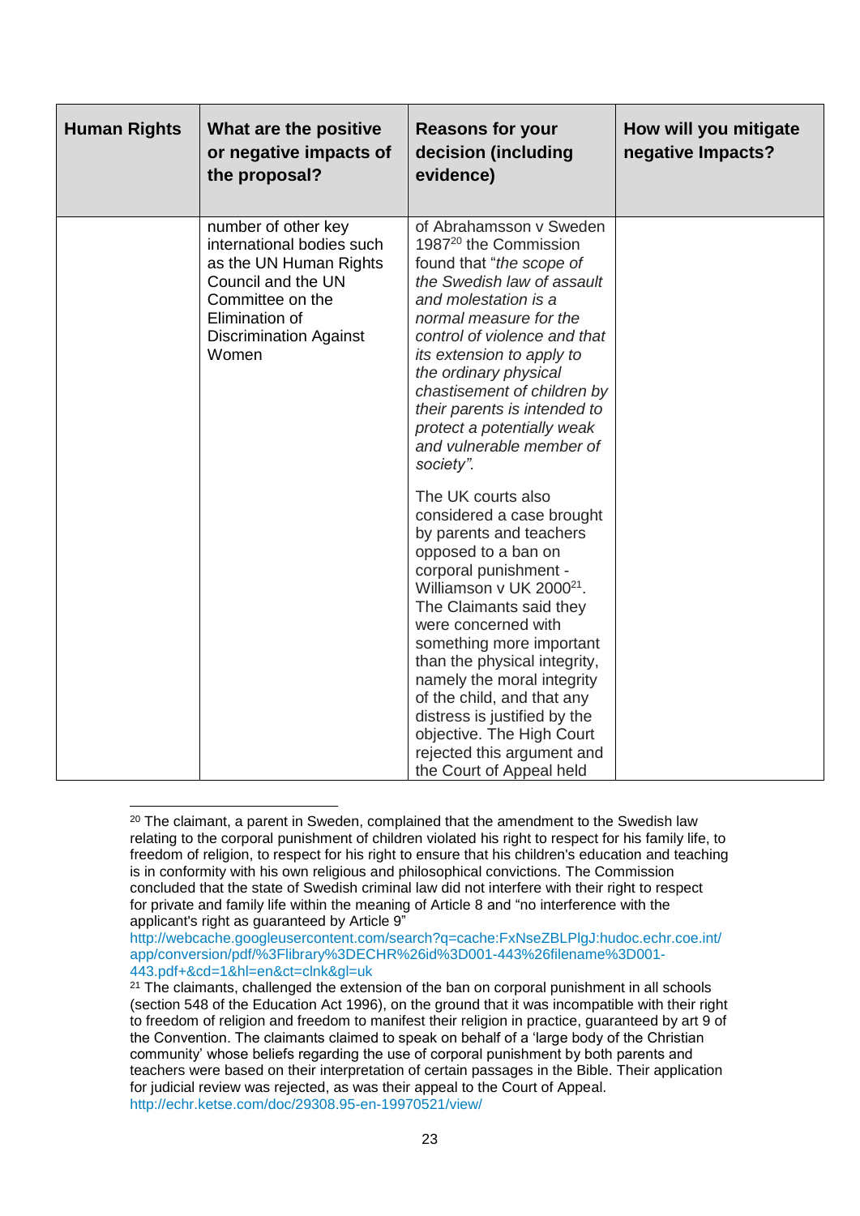| Human Rights | What are the positive or negative impacts of the proposal? | Reasons for your decision (including evidence) | How will you mitigate negative Impacts? |
|---|---|---|---|
| | number of other key international bodies such as the UN Human Rights Council and the UN Committee on the Elimination of Discrimination Against Women | of Abrahamsson v Sweden 1987[20] the Commission found that "*the scope of the Swedish law of assault and molestation is a normal measure for the control of violence and that its extension to apply to the ordinary physical chastisement of children by their parents is intended to protect a potentially weak and vulnerable member of society".*<br><br>The UK courts also considered a case brought by parents and teachers opposed to a ban on corporal punishment - Williamson v UK 2000[21]. The Claimants said they were concerned with something more important than the physical integrity, namely the moral integrity of the child, and that any distress is justified by the objective. The High Court rejected this argument and the Court of Appeal held | |

[20] The claimant, a parent in Sweden, complained that the amendment to the Swedish law relating to the corporal punishment of children violated his right to respect for his family life, to freedom of religion, to respect for his right to ensure that his children's education and teaching is in conformity with his own religious and philosophical convictions. The Commission concluded that the state of Swedish criminal law did not interfere with their right to respect for private and family life within the meaning of Article 8 and "no interference with the applicant's right as guaranteed by Article 9"
http://webcache.googleusercontent.com/search?q=cache:FxNseZBLPlgJ:hudoc.echr.coe.int/app/conversion/pdf/%3Flibrary%3DECHR%26id%3D001-443%26filename%3D001-443.pdf+&cd=1&hl=en&ct=clnk&gl=uk

[21] The claimants, challenged the extension of the ban on corporal punishment in all schools (section 548 of the Education Act 1996), on the ground that it was incompatible with their right to freedom of religion and freedom to manifest their religion in practice, guaranteed by art 9 of the Convention. The claimants claimed to speak on behalf of a 'large body of the Christian community' whose beliefs regarding the use of corporal punishment by both parents and teachers were based on their interpretation of certain passages in the Bible. Their application for judicial review was rejected, as was their appeal to the Court of Appeal.
http://echr.ketse.com/doc/29308.95-en-19970521/view/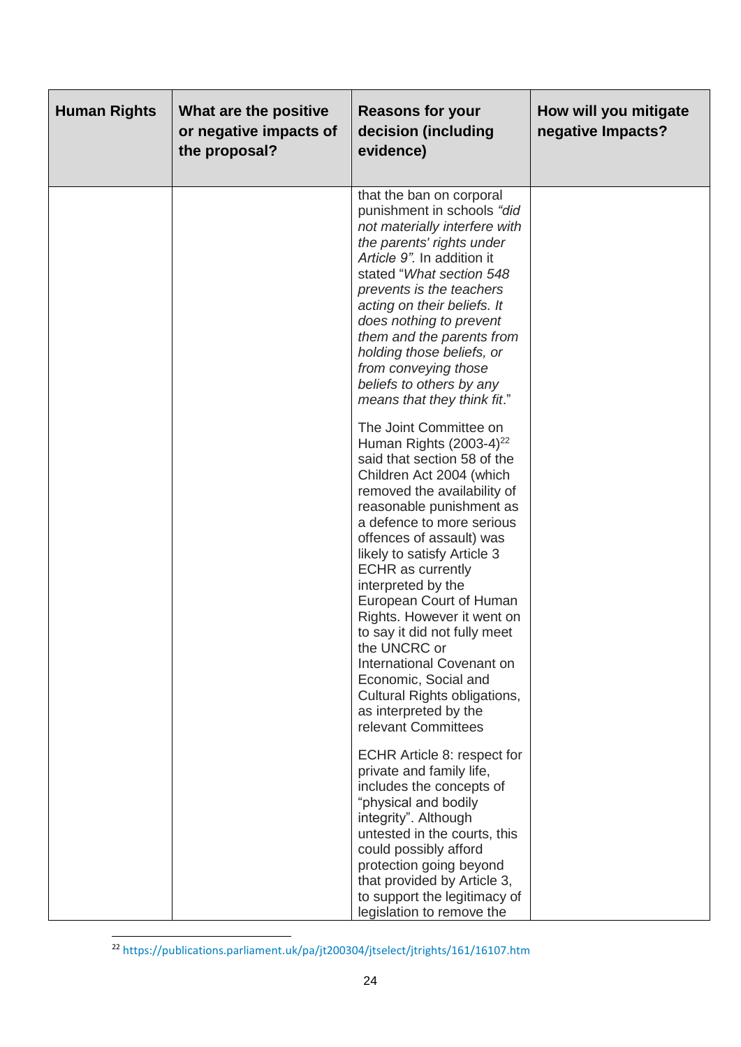| Human Rights | What are the positive or negative impacts of the proposal? | Reasons for your decision (including evidence) | How will you mitigate negative Impacts? |
| --- | --- | --- | --- |
| | | that the ban on corporal punishment in schools *"did not materially interfere with the parents' rights under Article 9"*. In addition it stated "*What section 548 prevents is the teachers acting on their beliefs. It does nothing to prevent them and the parents from holding those beliefs, or from conveying those beliefs to others by any means that they think fit*."<br><br>The Joint Committee on Human Rights (2003-4)[22] said that section 58 of the Children Act 2004 (which removed the availability of reasonable punishment as a defence to more serious offences of assault) was likely to satisfy Article 3 ECHR as currently interpreted by the European Court of Human Rights. However it went on to say it did not fully meet the UNCRC or International Covenant on Economic, Social and Cultural Rights obligations, as interpreted by the relevant Committees<br><br>ECHR Article 8: respect for private and family life, includes the concepts of "physical and bodily integrity". Although untested in the courts, this could possibly afford protection going beyond that provided by Article 3, to support the legitimacy of legislation to remove the | |

[22] https://publications.parliament.uk/pa/jt200304/jtselect/jtrights/161/16107.htm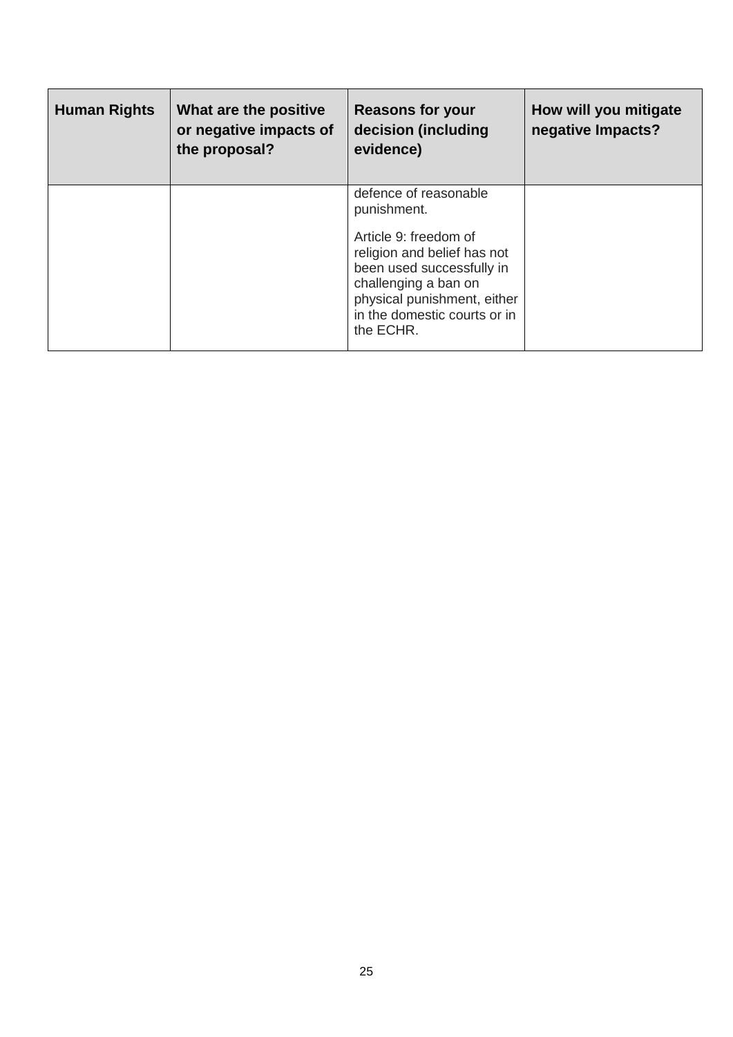| Human Rights | What are the positive or negative impacts of the proposal? | Reasons for your decision (including evidence) | How will you mitigate negative Impacts? |
|---|---|---|---|
| | | defence of reasonable punishment.<br><br>Article 9: freedom of religion and belief has not been used successfully in challenging a ban on physical punishment, either in the domestic courts or in the ECHR. | |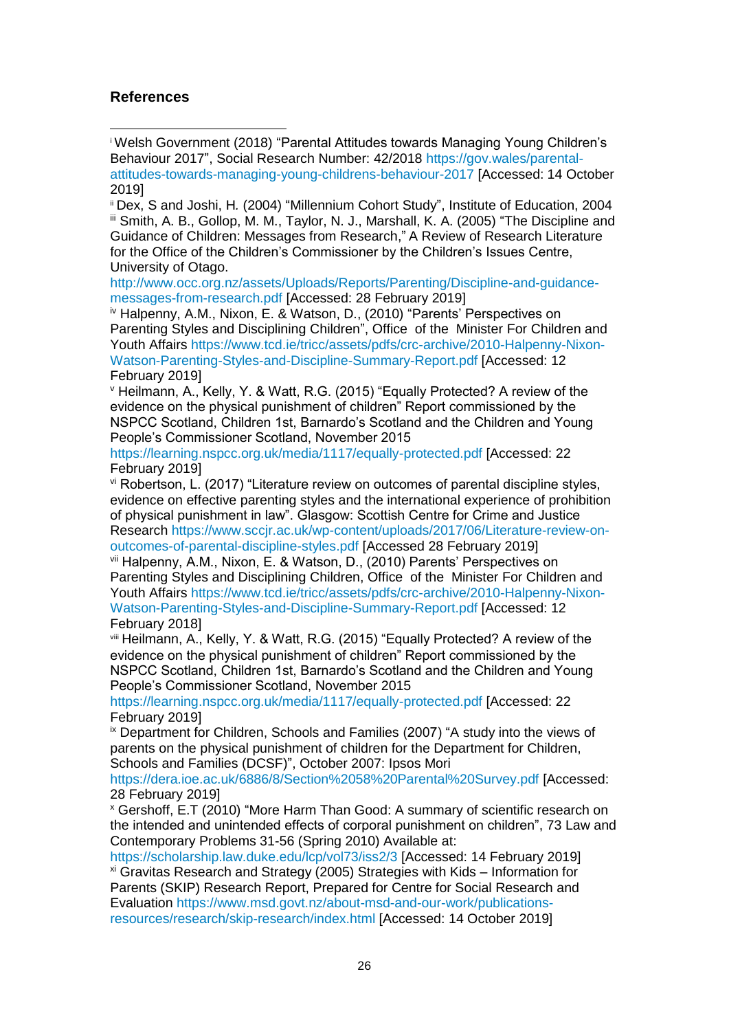**References**

---

[i] Welsh Government (2018) "Parental Attitudes towards Managing Young Children's Behaviour 2017", Social Research Number: 42/2018 https://gov.wales/parental-attitudes-towards-managing-young-childrens-behaviour-2017 [Accessed: 14 October 2019]

[ii] Dex, S and Joshi, H. (2004) "Millennium Cohort Study", Institute of Education, 2004

[iii] Smith, A. B., Gollop, M. M., Taylor, N. J., Marshall, K. A. (2005) "The Discipline and Guidance of Children: Messages from Research," A Review of Research Literature for the Office of the Children's Commissioner by the Children's Issues Centre, University of Otago.
http://www.occ.org.nz/assets/Uploads/Reports/Parenting/Discipline-and-guidance-messages-from-research.pdf [Accessed: 28 February 2019]

[iv] Halpenny, A.M., Nixon, E. & Watson, D., (2010) "Parents' Perspectives on Parenting Styles and Disciplining Children", Office of the Minister For Children and Youth Affairs https://www.tcd.ie/tricc/assets/pdfs/crc-archive/2010-Halpenny-Nixon-Watson-Parenting-Styles-and-Discipline-Summary-Report.pdf [Accessed: 12 February 2019]

[v] Heilmann, A., Kelly, Y. & Watt, R.G. (2015) "Equally Protected? A review of the evidence on the physical punishment of children" Report commissioned by the NSPCC Scotland, Children 1st, Barnardo's Scotland and the Children and Young People's Commissioner Scotland, November 2015
https://learning.nspcc.org.uk/media/1117/equally-protected.pdf [Accessed: 22 February 2019]

[vi] Robertson, L. (2017) "Literature review on outcomes of parental discipline styles, evidence on effective parenting styles and the international experience of prohibition of physical punishment in law". Glasgow: Scottish Centre for Crime and Justice Research https://www.sccjr.ac.uk/wp-content/uploads/2017/06/Literature-review-on-outcomes-of-parental-discipline-styles.pdf [Accessed 28 February 2019]

[vii] Halpenny, A.M., Nixon, E. & Watson, D., (2010) Parents' Perspectives on Parenting Styles and Disciplining Children, Office of the Minister For Children and Youth Affairs https://www.tcd.ie/tricc/assets/pdfs/crc-archive/2010-Halpenny-Nixon-Watson-Parenting-Styles-and-Discipline-Summary-Report.pdf [Accessed: 12 February 2018]

[viii] Heilmann, A., Kelly, Y. & Watt, R.G. (2015) "Equally Protected? A review of the evidence on the physical punishment of children" Report commissioned by the NSPCC Scotland, Children 1st, Barnardo's Scotland and the Children and Young People's Commissioner Scotland, November 2015
https://learning.nspcc.org.uk/media/1117/equally-protected.pdf [Accessed: 22 February 2019]

[ix] Department for Children, Schools and Families (2007) "A study into the views of parents on the physical punishment of children for the Department for Children, Schools and Families (DCSF)", October 2007: Ipsos Mori
https://dera.ioe.ac.uk/6886/8/Section%2058%20Parental%20Survey.pdf [Accessed: 28 February 2019]

[x] Gershoff, E.T (2010) "More Harm Than Good: A summary of scientific research on the intended and unintended effects of corporal punishment on children", 73 Law and Contemporary Problems 31-56 (Spring 2010) Available at:
https://scholarship.law.duke.edu/lcp/vol73/iss2/3 [Accessed: 14 February 2019]

[xi] Gravitas Research and Strategy (2005) Strategies with Kids – Information for Parents (SKIP) Research Report, Prepared for Centre for Social Research and Evaluation https://www.msd.govt.nz/about-msd-and-our-work/publications-resources/research/skip-research/index.html [Accessed: 14 October 2019]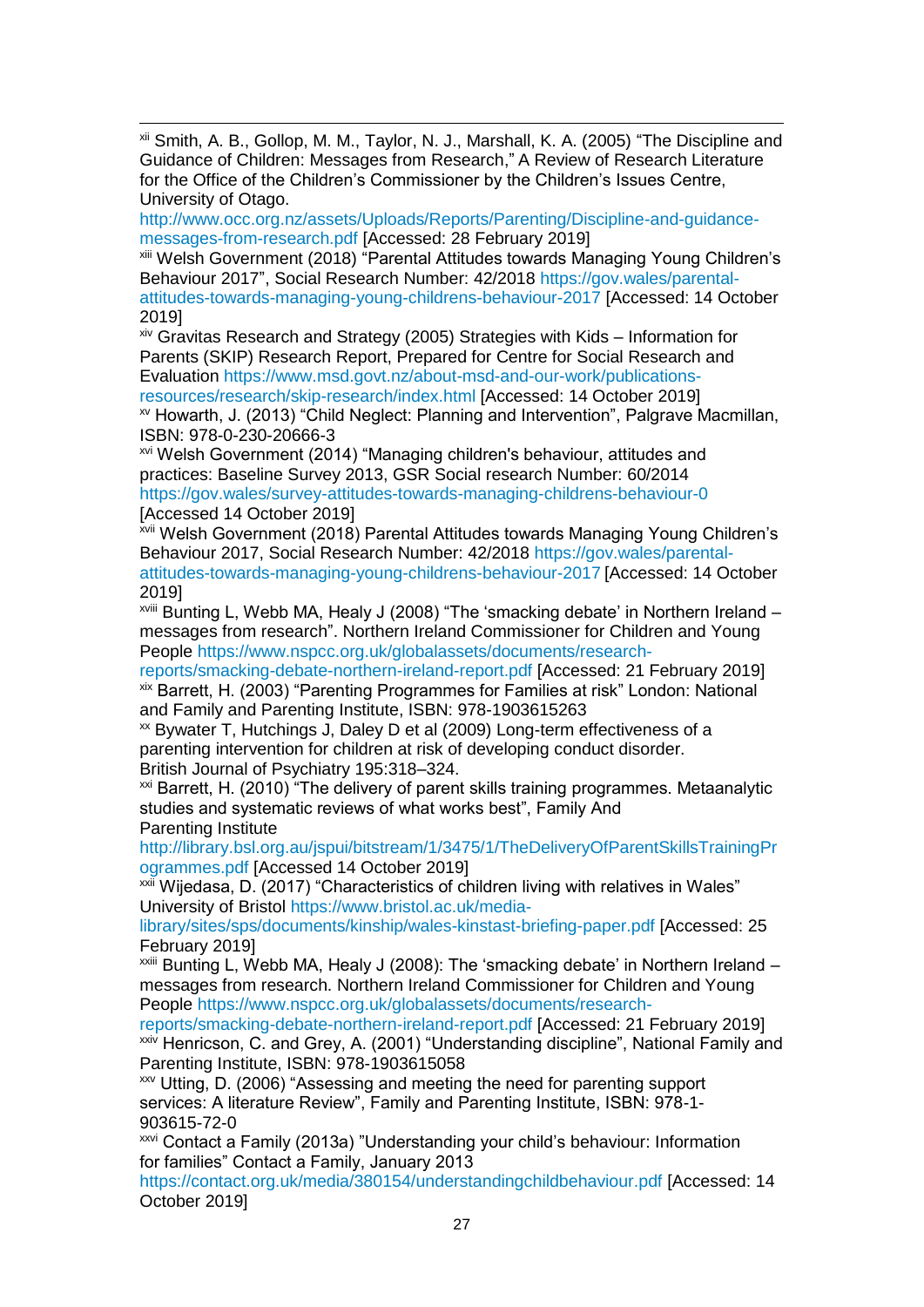[xii] Smith, A. B., Gollop, M. M., Taylor, N. J., Marshall, K. A. (2005) “The Discipline and Guidance of Children: Messages from Research,” A Review of Research Literature for the Office of the Children’s Commissioner by the Children’s Issues Centre, University of Otago. http://www.occ.org.nz/assets/Uploads/Reports/Parenting/Discipline-and-guidance-messages-from-research.pdf [Accessed: 28 February 2019]

[xiii] Welsh Government (2018) “Parental Attitudes towards Managing Young Children’s Behaviour 2017”, Social Research Number: 42/2018 https://gov.wales/parental-attitudes-towards-managing-young-childrens-behaviour-2017 [Accessed: 14 October 2019]

[xiv] Gravitas Research and Strategy (2005) Strategies with Kids – Information for Parents (SKIP) Research Report, Prepared for Centre for Social Research and Evaluation https://www.msd.govt.nz/about-msd-and-our-work/publications-resources/research/skip-research/index.html [Accessed: 14 October 2019]

[xv] Howarth, J. (2013) “Child Neglect: Planning and Intervention”, Palgrave Macmillan, ISBN: 978-0-230-20666-3

[xvi] Welsh Government (2014) “Managing children's behaviour, attitudes and practices: Baseline Survey 2013, GSR Social research Number: 60/2014 https://gov.wales/survey-attitudes-towards-managing-childrens-behaviour-0 [Accessed 14 October 2019]

[xvii] Welsh Government (2018) Parental Attitudes towards Managing Young Children’s Behaviour 2017, Social Research Number: 42/2018 https://gov.wales/parental-attitudes-towards-managing-young-childrens-behaviour-2017 [Accessed: 14 October 2019]

[xviii] Bunting L, Webb MA, Healy J (2008) “The ‘smacking debate’ in Northern Ireland – messages from research”. Northern Ireland Commissioner for Children and Young People https://www.nspcc.org.uk/globalassets/documents/research-reports/smacking-debate-northern-ireland-report.pdf [Accessed: 21 February 2019]

[xix] Barrett, H. (2003) “Parenting Programmes for Families at risk” London: National and Family and Parenting Institute, ISBN: 978-1903615263

[xx] Bywater T, Hutchings J, Daley D et al (2009) Long-term effectiveness of a parenting intervention for children at risk of developing conduct disorder. British Journal of Psychiatry 195:318–324.

[xxi] Barrett, H. (2010) “The delivery of parent skills training programmes. Metaanalytic studies and systematic reviews of what works best”, Family And Parenting Institute http://library.bsl.org.au/jspui/bitstream/1/3475/1/TheDeliveryOfParentSkillsTrainingProgrammes.pdf [Accessed 14 October 2019]

[xxii] Wijedasa, D. (2017) “Characteristics of children living with relatives in Wales” University of Bristol https://www.bristol.ac.uk/media-library/sites/sps/documents/kinship/wales-kinstast-briefing-paper.pdf [Accessed: 25 February 2019]

[xxiii] Bunting L, Webb MA, Healy J (2008): The ‘smacking debate’ in Northern Ireland – messages from research. Northern Ireland Commissioner for Children and Young People https://www.nspcc.org.uk/globalassets/documents/research-reports/smacking-debate-northern-ireland-report.pdf [Accessed: 21 February 2019]

[xxiv] Henricson, C. and Grey, A. (2001) “Understanding discipline”, National Family and Parenting Institute, ISBN: 978-1903615058

[xxv] Utting, D. (2006) “Assessing and meeting the need for parenting support services: A literature Review”, Family and Parenting Institute, ISBN: 978-1-903615-72-0

[xxvi] Contact a Family (2013a) ”Understanding your child’s behaviour: Information for families” Contact a Family, January 2013 https://contact.org.uk/media/380154/understandingchildbehaviour.pdf [Accessed: 14 October 2019]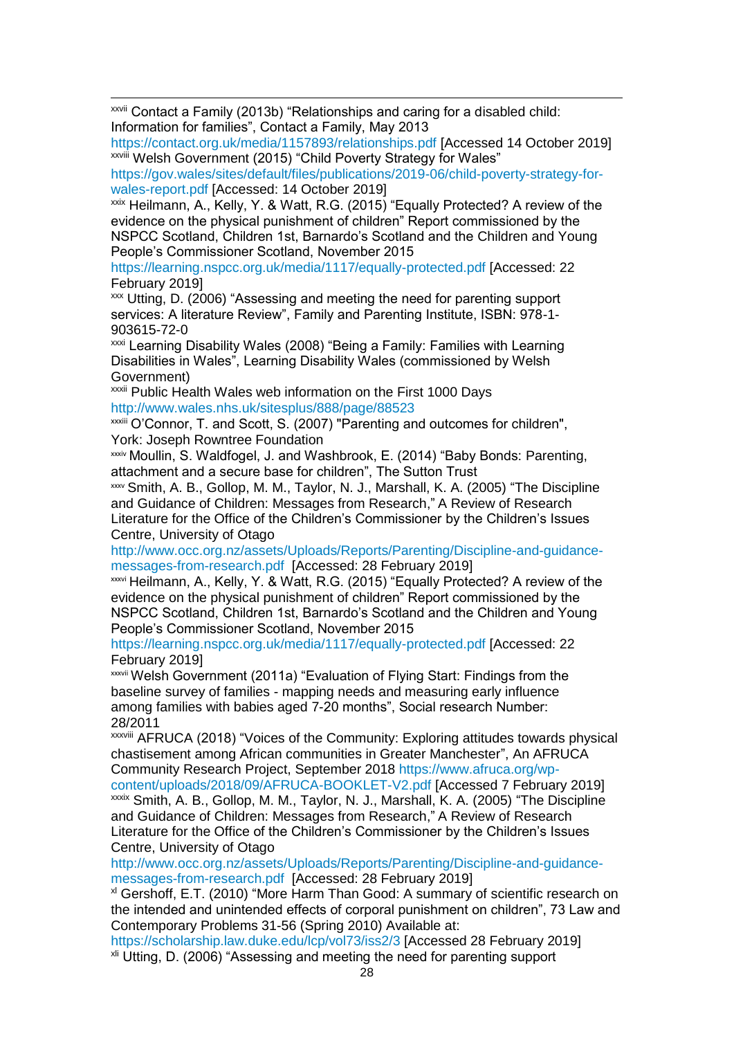[xxvii] Contact a Family (2013b) “Relationships and caring for a disabled child: Information for families”, Contact a Family, May 2013 https://contact.org.uk/media/1157893/relationships.pdf [Accessed 14 October 2019]

[xxviii] Welsh Government (2015) “Child Poverty Strategy for Wales” https://gov.wales/sites/default/files/publications/2019-06/child-poverty-strategy-for-wales-report.pdf [Accessed: 14 October 2019]

[xxix] Heilmann, A., Kelly, Y. & Watt, R.G. (2015) “Equally Protected? A review of the evidence on the physical punishment of children” Report commissioned by the NSPCC Scotland, Children 1st, Barnardo’s Scotland and the Children and Young People’s Commissioner Scotland, November 2015 https://learning.nspcc.org.uk/media/1117/equally-protected.pdf [Accessed: 22 February 2019]

[xxx] Utting, D. (2006) “Assessing and meeting the need for parenting support services: A literature Review”, Family and Parenting Institute, ISBN: 978-1-903615-72-0

[xxxi] Learning Disability Wales (2008) “Being a Family: Families with Learning Disabilities in Wales”, Learning Disability Wales (commissioned by Welsh Government)

[xxxii] Public Health Wales web information on the First 1000 Days http://www.wales.nhs.uk/sitesplus/888/page/88523

[xxxiii] O’Connor, T. and Scott, S. (2007) "Parenting and outcomes for children", York: Joseph Rowntree Foundation

[xxxiv] Moullin, S. Waldfogel, J. and Washbrook, E. (2014) “Baby Bonds: Parenting, attachment and a secure base for children”, The Sutton Trust

[xxxv] Smith, A. B., Gollop, M. M., Taylor, N. J., Marshall, K. A. (2005) “The Discipline and Guidance of Children: Messages from Research,” A Review of Research Literature for the Office of the Children’s Commissioner by the Children’s Issues Centre, University of Otago http://www.occ.org.nz/assets/Uploads/Reports/Parenting/Discipline-and-guidance-messages-from-research.pdf [Accessed: 28 February 2019]

[xxxvi] Heilmann, A., Kelly, Y. & Watt, R.G. (2015) “Equally Protected? A review of the evidence on the physical punishment of children” Report commissioned by the NSPCC Scotland, Children 1st, Barnardo’s Scotland and the Children and Young People’s Commissioner Scotland, November 2015 https://learning.nspcc.org.uk/media/1117/equally-protected.pdf [Accessed: 22 February 2019]

[xxxvii] Welsh Government (2011a) “Evaluation of Flying Start: Findings from the baseline survey of families - mapping needs and measuring early influence among families with babies aged 7-20 months”, Social research Number: 28/2011

[xxxviii] AFRUCA (2018) “Voices of the Community: Exploring attitudes towards physical chastisement among African communities in Greater Manchester”, An AFRUCA Community Research Project, September 2018 https://www.afruca.org/wp-content/uploads/2018/09/AFRUCA-BOOKLET-V2.pdf [Accessed 7 February 2019]

[xxxix] Smith, A. B., Gollop, M. M., Taylor, N. J., Marshall, K. A. (2005) “The Discipline and Guidance of Children: Messages from Research,” A Review of Research Literature for the Office of the Children’s Commissioner by the Children’s Issues Centre, University of Otago http://www.occ.org.nz/assets/Uploads/Reports/Parenting/Discipline-and-guidance-messages-from-research.pdf [Accessed: 28 February 2019]

[xl] Gershoff, E.T. (2010) “More Harm Than Good: A summary of scientific research on the intended and unintended effects of corporal punishment on children”, 73 Law and Contemporary Problems 31-56 (Spring 2010) Available at: https://scholarship.law.duke.edu/lcp/vol73/iss2/3 [Accessed 28 February 2019]

[xli] Utting, D. (2006) “Assessing and meeting the need for parenting support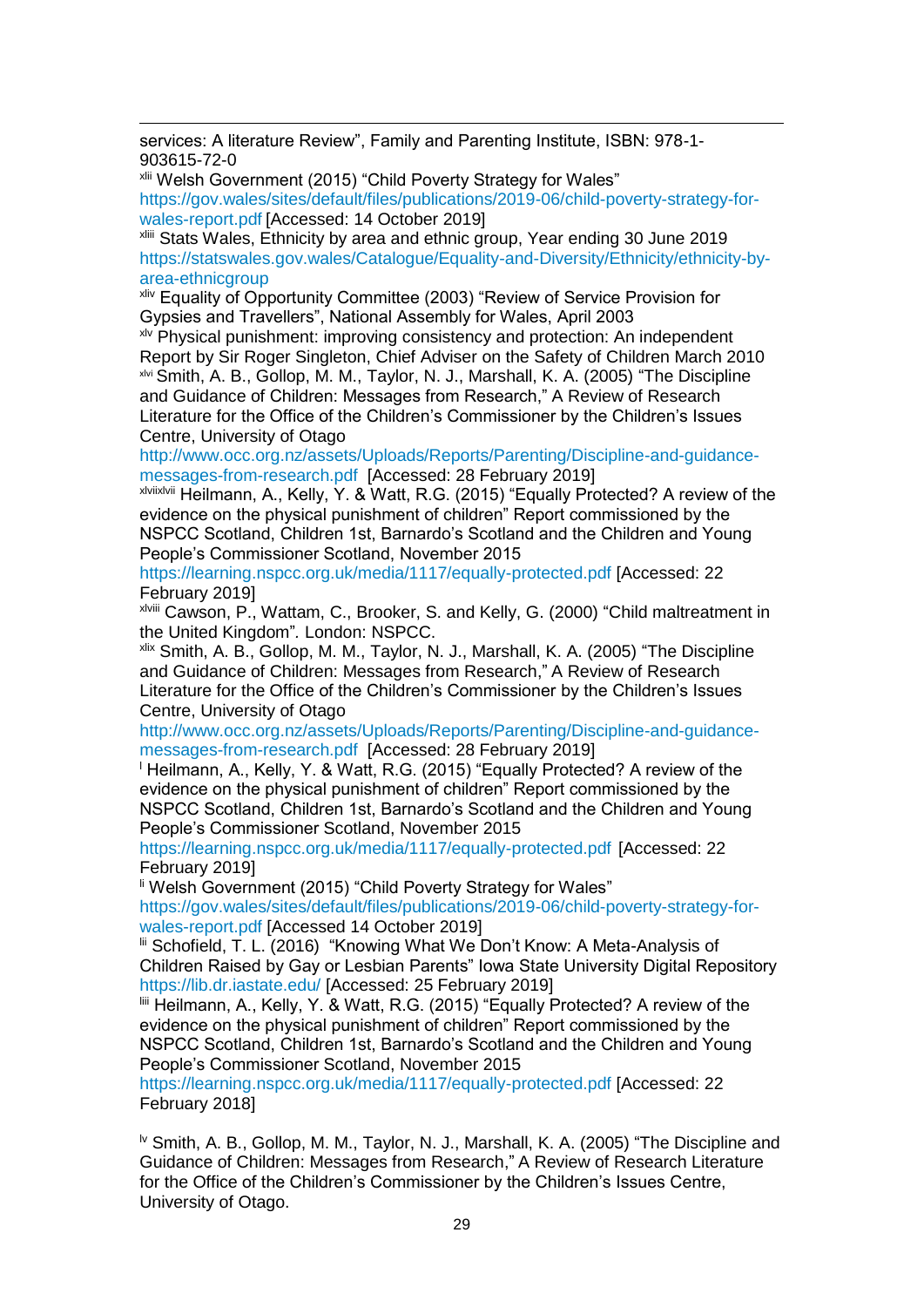services: A literature Review", Family and Parenting Institute, ISBN: 978-1-903615-72-0

[xlii] Welsh Government (2015) "Child Poverty Strategy for Wales" https://gov.wales/sites/default/files/publications/2019-06/child-poverty-strategy-for-wales-report.pdf [Accessed: 14 October 2019]

[xliii] Stats Wales, Ethnicity by area and ethnic group, Year ending 30 June 2019 https://statswales.gov.wales/Catalogue/Equality-and-Diversity/Ethnicity/ethnicity-by-area-ethnicgroup

[xliv] Equality of Opportunity Committee (2003) "Review of Service Provision for Gypsies and Travellers", National Assembly for Wales, April 2003

[xlv] Physical punishment: improving consistency and protection: An independent Report by Sir Roger Singleton, Chief Adviser on the Safety of Children March 2010

[xlvi] Smith, A. B., Gollop, M. M., Taylor, N. J., Marshall, K. A. (2005) "The Discipline and Guidance of Children: Messages from Research," A Review of Research Literature for the Office of the Children's Commissioner by the Children's Issues Centre, University of Otago http://www.occ.org.nz/assets/Uploads/Reports/Parenting/Discipline-and-guidance-messages-from-research.pdf [Accessed: 28 February 2019]

[xlviixlvii] Heilmann, A., Kelly, Y. & Watt, R.G. (2015) "Equally Protected? A review of the evidence on the physical punishment of children" Report commissioned by the NSPCC Scotland, Children 1st, Barnardo's Scotland and the Children and Young People's Commissioner Scotland, November 2015 https://learning.nspcc.org.uk/media/1117/equally-protected.pdf [Accessed: 22 February 2019]

[xlviii] Cawson, P., Wattam, C., Brooker, S. and Kelly, G. (2000) "Child maltreatment in the United Kingdom". London: NSPCC.

[xlix] Smith, A. B., Gollop, M. M., Taylor, N. J., Marshall, K. A. (2005) "The Discipline and Guidance of Children: Messages from Research," A Review of Research Literature for the Office of the Children's Commissioner by the Children's Issues Centre, University of Otago http://www.occ.org.nz/assets/Uploads/Reports/Parenting/Discipline-and-guidance-messages-from-research.pdf [Accessed: 28 February 2019]

[l] Heilmann, A., Kelly, Y. & Watt, R.G. (2015) "Equally Protected? A review of the evidence on the physical punishment of children" Report commissioned by the NSPCC Scotland, Children 1st, Barnardo's Scotland and the Children and Young People's Commissioner Scotland, November 2015 https://learning.nspcc.org.uk/media/1117/equally-protected.pdf [Accessed: 22 February 2019]

[li] Welsh Government (2015) "Child Poverty Strategy for Wales" https://gov.wales/sites/default/files/publications/2019-06/child-poverty-strategy-for-wales-report.pdf [Accessed 14 October 2019]

[lii] Schofield, T. L. (2016) "Knowing What We Don't Know: A Meta-Analysis of Children Raised by Gay or Lesbian Parents" Iowa State University Digital Repository https://lib.dr.iastate.edu/ [Accessed: 25 February 2019]

[liii] Heilmann, A., Kelly, Y. & Watt, R.G. (2015) "Equally Protected? A review of the evidence on the physical punishment of children" Report commissioned by the NSPCC Scotland, Children 1st, Barnardo's Scotland and the Children and Young People's Commissioner Scotland, November 2015 https://learning.nspcc.org.uk/media/1117/equally-protected.pdf [Accessed: 22 February 2018]

[lv] Smith, A. B., Gollop, M. M., Taylor, N. J., Marshall, K. A. (2005) "The Discipline and Guidance of Children: Messages from Research," A Review of Research Literature for the Office of the Children's Commissioner by the Children's Issues Centre, University of Otago.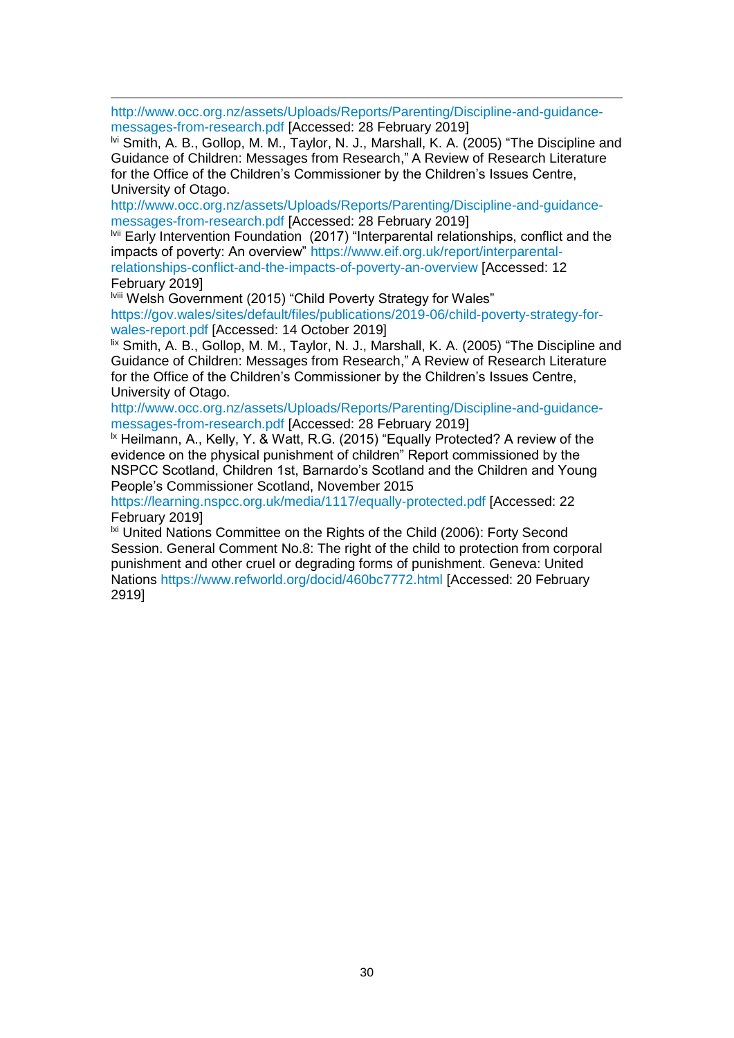http://www.occ.org.nz/assets/Uploads/Reports/Parenting/Discipline-and-guidance-messages-from-research.pdf [Accessed: 28 February 2019]

[lvi] Smith, A. B., Gollop, M. M., Taylor, N. J., Marshall, K. A. (2005) "The Discipline and Guidance of Children: Messages from Research," A Review of Research Literature for the Office of the Children's Commissioner by the Children's Issues Centre, University of Otago.
http://www.occ.org.nz/assets/Uploads/Reports/Parenting/Discipline-and-guidance-messages-from-research.pdf [Accessed: 28 February 2019]

[lvii] Early Intervention Foundation (2017) "Interparental relationships, conflict and the impacts of poverty: An overview" https://www.eif.org.uk/report/interparental-relationships-conflict-and-the-impacts-of-poverty-an-overview [Accessed: 12 February 2019]

[lviii] Welsh Government (2015) "Child Poverty Strategy for Wales"
https://gov.wales/sites/default/files/publications/2019-06/child-poverty-strategy-for-wales-report.pdf [Accessed: 14 October 2019]

[lix] Smith, A. B., Gollop, M. M., Taylor, N. J., Marshall, K. A. (2005) "The Discipline and Guidance of Children: Messages from Research," A Review of Research Literature for the Office of the Children's Commissioner by the Children's Issues Centre, University of Otago.
http://www.occ.org.nz/assets/Uploads/Reports/Parenting/Discipline-and-guidance-messages-from-research.pdf [Accessed: 28 February 2019]

[lx] Heilmann, A., Kelly, Y. & Watt, R.G. (2015) "Equally Protected? A review of the evidence on the physical punishment of children" Report commissioned by the NSPCC Scotland, Children 1st, Barnardo's Scotland and the Children and Young People's Commissioner Scotland, November 2015
https://learning.nspcc.org.uk/media/1117/equally-protected.pdf [Accessed: 22 February 2019]

[lxi] United Nations Committee on the Rights of the Child (2006): Forty Second Session. General Comment No.8: The right of the child to protection from corporal punishment and other cruel or degrading forms of punishment. Geneva: United Nations https://www.refworld.org/docid/460bc7772.html [Accessed: 20 February 2919]